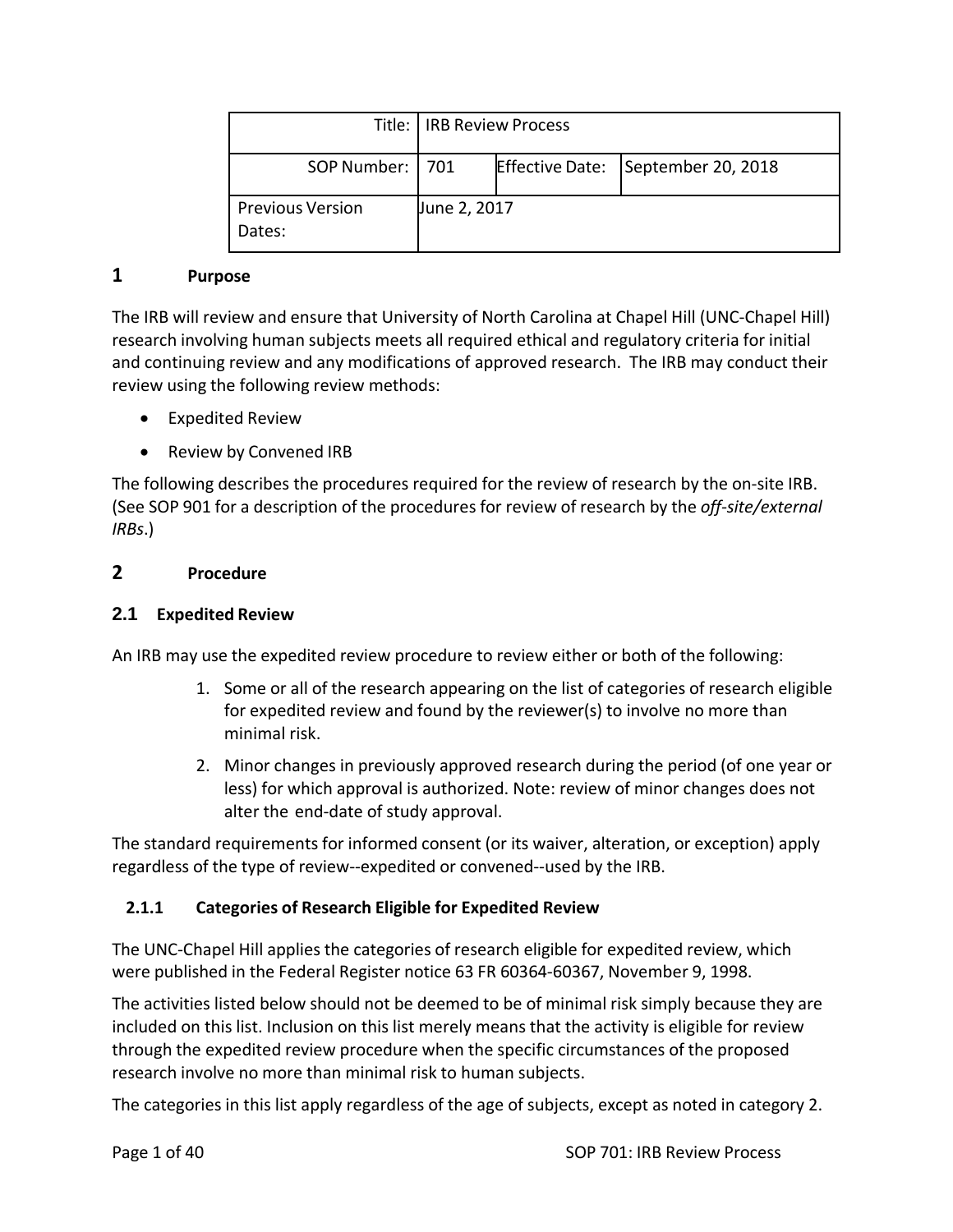| Title: | IRB Review Process | | |
|---|---|---|---|
| SOP Number: | 701 | Effective Date: | September 20, 2018 |
| Previous Version Dates: | June 2, 2017 | | |

## 1 Purpose

The IRB will review and ensure that University of North Carolina at Chapel Hill (UNC-Chapel Hill) research involving human subjects meets all required ethical and regulatory criteria for initial and continuing review and any modifications of approved research. The IRB may conduct their review using the following review methods:

- Expedited Review
- Review by Convened IRB

The following describes the procedures required for the review of research by the on-site IRB. (See SOP 901 for a description of the procedures for review of research by the *off-site/external IRBs*.)

## 2 Procedure

### 2.1 Expedited Review

An IRB may use the expedited review procedure to review either or both of the following:

1. Some or all of the research appearing on the list of categories of research eligible for expedited review and found by the reviewer(s) to involve no more than minimal risk.
2. Minor changes in previously approved research during the period (of one year or less) for which approval is authorized. Note: review of minor changes does not alter the end-date of study approval.

The standard requirements for informed consent (or its waiver, alteration, or exception) apply regardless of the type of review--expedited or convened--used by the IRB.

#### 2.1.1 Categories of Research Eligible for Expedited Review

The UNC-Chapel Hill applies the categories of research eligible for expedited review, which were published in the Federal Register notice 63 FR 60364-60367, November 9, 1998.

The activities listed below should not be deemed to be of minimal risk simply because they are included on this list. Inclusion on this list merely means that the activity is eligible for review through the expedited review procedure when the specific circumstances of the proposed research involve no more than minimal risk to human subjects.

The categories in this list apply regardless of the age of subjects, except as noted in category 2.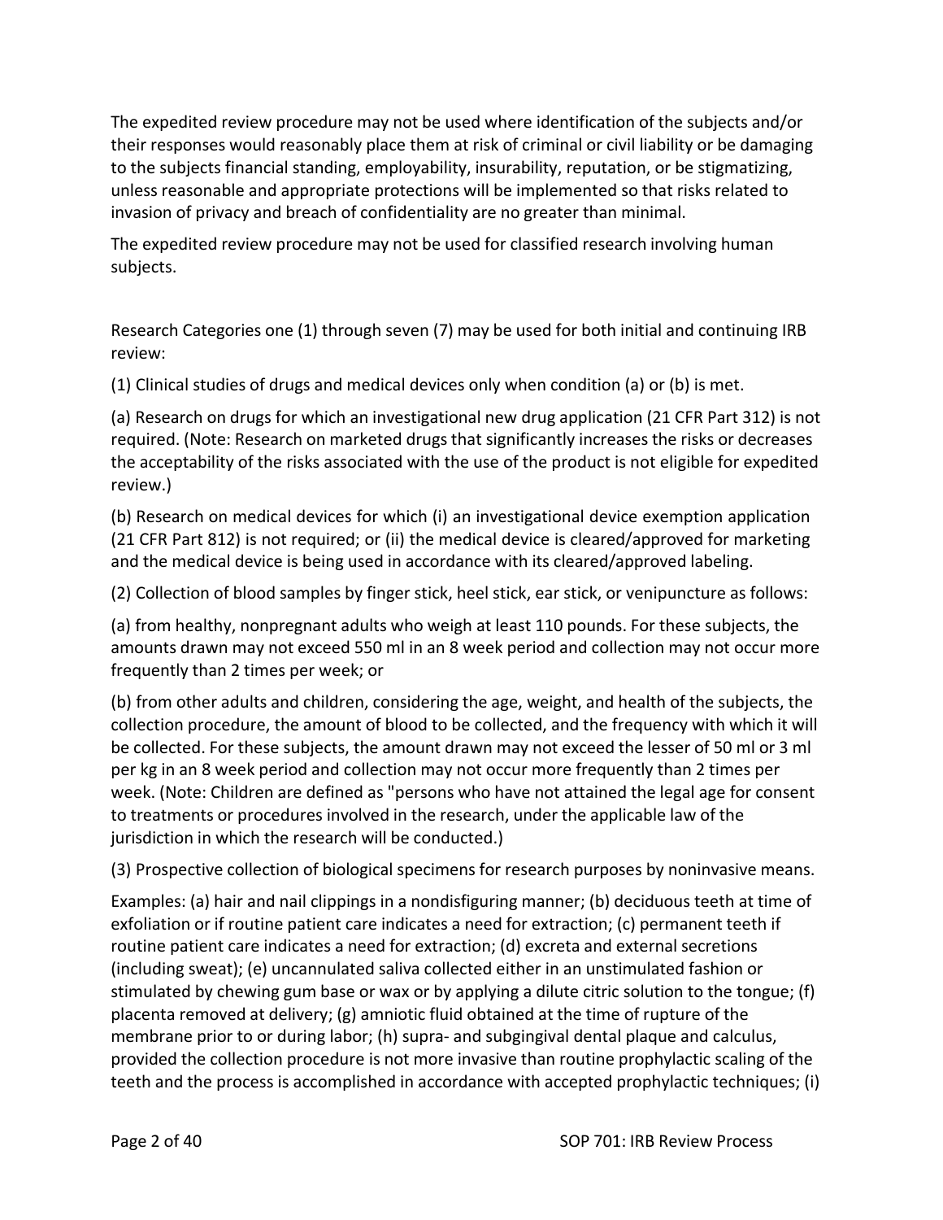The expedited review procedure may not be used where identification of the subjects and/or their responses would reasonably place them at risk of criminal or civil liability or be damaging to the subjects financial standing, employability, insurability, reputation, or be stigmatizing, unless reasonable and appropriate protections will be implemented so that risks related to invasion of privacy and breach of confidentiality are no greater than minimal.

The expedited review procedure may not be used for classified research involving human subjects.

Research Categories one (1) through seven (7) may be used for both initial and continuing IRB review:

(1) Clinical studies of drugs and medical devices only when condition (a) or (b) is met.

(a) Research on drugs for which an investigational new drug application (21 CFR Part 312) is not required. (Note: Research on marketed drugs that significantly increases the risks or decreases the acceptability of the risks associated with the use of the product is not eligible for expedited review.)

(b) Research on medical devices for which (i) an investigational device exemption application (21 CFR Part 812) is not required; or (ii) the medical device is cleared/approved for marketing and the medical device is being used in accordance with its cleared/approved labeling.

(2) Collection of blood samples by finger stick, heel stick, ear stick, or venipuncture as follows:

(a) from healthy, nonpregnant adults who weigh at least 110 pounds. For these subjects, the amounts drawn may not exceed 550 ml in an 8 week period and collection may not occur more frequently than 2 times per week; or

(b) from other adults and children, considering the age, weight, and health of the subjects, the collection procedure, the amount of blood to be collected, and the frequency with which it will be collected. For these subjects, the amount drawn may not exceed the lesser of 50 ml or 3 ml per kg in an 8 week period and collection may not occur more frequently than 2 times per week. (Note: Children are defined as "persons who have not attained the legal age for consent to treatments or procedures involved in the research, under the applicable law of the jurisdiction in which the research will be conducted.)

(3) Prospective collection of biological specimens for research purposes by noninvasive means.

Examples: (a) hair and nail clippings in a nondisfiguring manner; (b) deciduous teeth at time of exfoliation or if routine patient care indicates a need for extraction; (c) permanent teeth if routine patient care indicates a need for extraction; (d) excreta and external secretions (including sweat); (e) uncannulated saliva collected either in an unstimulated fashion or stimulated by chewing gum base or wax or by applying a dilute citric solution to the tongue; (f) placenta removed at delivery; (g) amniotic fluid obtained at the time of rupture of the membrane prior to or during labor; (h) supra- and subgingival dental plaque and calculus, provided the collection procedure is not more invasive than routine prophylactic scaling of the teeth and the process is accomplished in accordance with accepted prophylactic techniques; (i)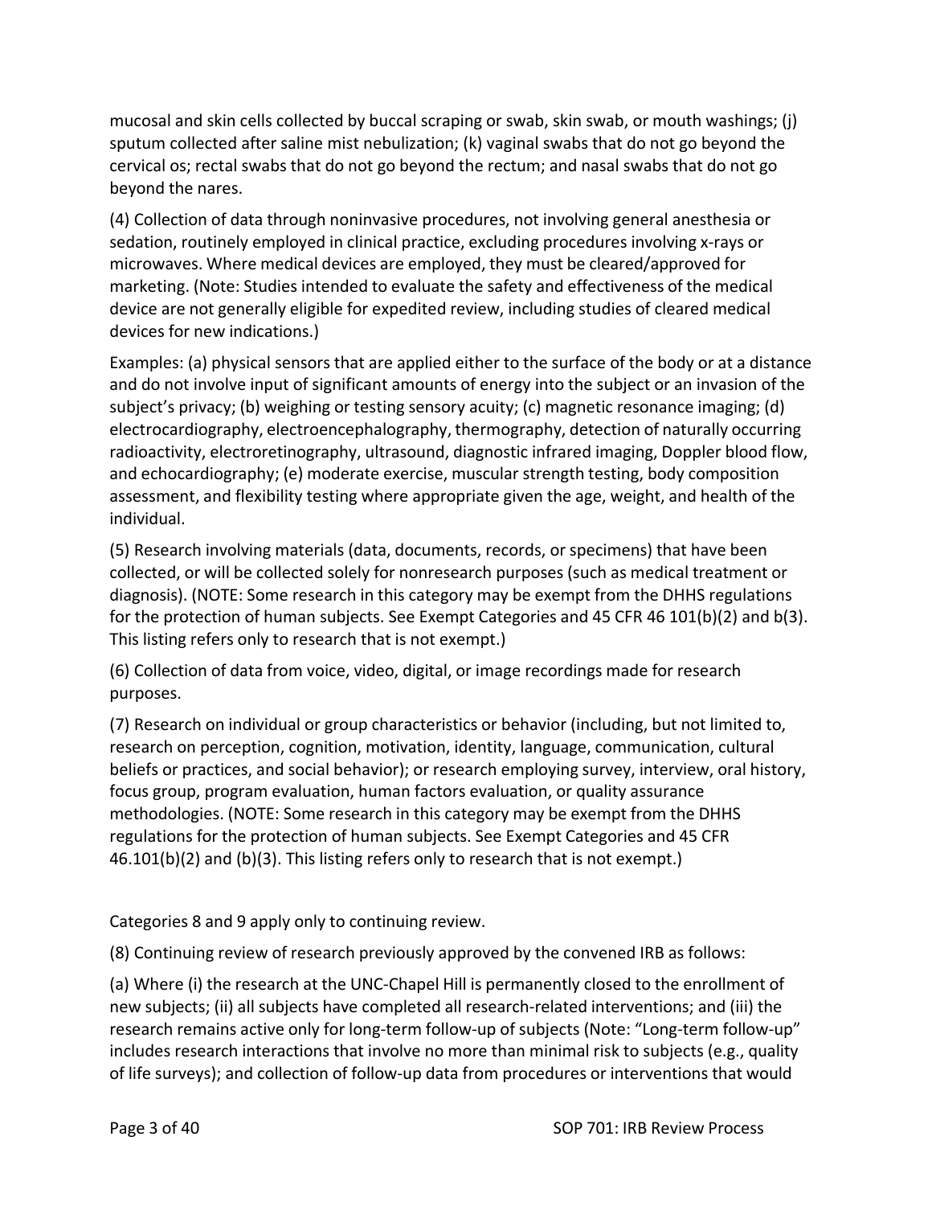mucosal and skin cells collected by buccal scraping or swab, skin swab, or mouth washings; (j) sputum collected after saline mist nebulization; (k) vaginal swabs that do not go beyond the cervical os; rectal swabs that do not go beyond the rectum; and nasal swabs that do not go beyond the nares.

(4) Collection of data through noninvasive procedures, not involving general anesthesia or sedation, routinely employed in clinical practice, excluding procedures involving x-rays or microwaves. Where medical devices are employed, they must be cleared/approved for marketing. (Note: Studies intended to evaluate the safety and effectiveness of the medical device are not generally eligible for expedited review, including studies of cleared medical devices for new indications.)

Examples: (a) physical sensors that are applied either to the surface of the body or at a distance and do not involve input of significant amounts of energy into the subject or an invasion of the subject's privacy; (b) weighing or testing sensory acuity; (c) magnetic resonance imaging; (d) electrocardiography, electroencephalography, thermography, detection of naturally occurring radioactivity, electroretinography, ultrasound, diagnostic infrared imaging, Doppler blood flow, and echocardiography; (e) moderate exercise, muscular strength testing, body composition assessment, and flexibility testing where appropriate given the age, weight, and health of the individual.

(5) Research involving materials (data, documents, records, or specimens) that have been collected, or will be collected solely for nonresearch purposes (such as medical treatment or diagnosis). (NOTE: Some research in this category may be exempt from the DHHS regulations for the protection of human subjects. See Exempt Categories and 45 CFR 46 101(b)(2) and b(3). This listing refers only to research that is not exempt.)

(6) Collection of data from voice, video, digital, or image recordings made for research purposes.

(7) Research on individual or group characteristics or behavior (including, but not limited to, research on perception, cognition, motivation, identity, language, communication, cultural beliefs or practices, and social behavior); or research employing survey, interview, oral history, focus group, program evaluation, human factors evaluation, or quality assurance methodologies. (NOTE: Some research in this category may be exempt from the DHHS regulations for the protection of human subjects. See Exempt Categories and 45 CFR 46.101(b)(2) and (b)(3). This listing refers only to research that is not exempt.)

Categories 8 and 9 apply only to continuing review.

(8) Continuing review of research previously approved by the convened IRB as follows:

(a) Where (i) the research at the UNC-Chapel Hill is permanently closed to the enrollment of new subjects; (ii) all subjects have completed all research-related interventions; and (iii) the research remains active only for long-term follow-up of subjects (Note: "Long-term follow-up" includes research interactions that involve no more than minimal risk to subjects (e.g., quality of life surveys); and collection of follow-up data from procedures or interventions that would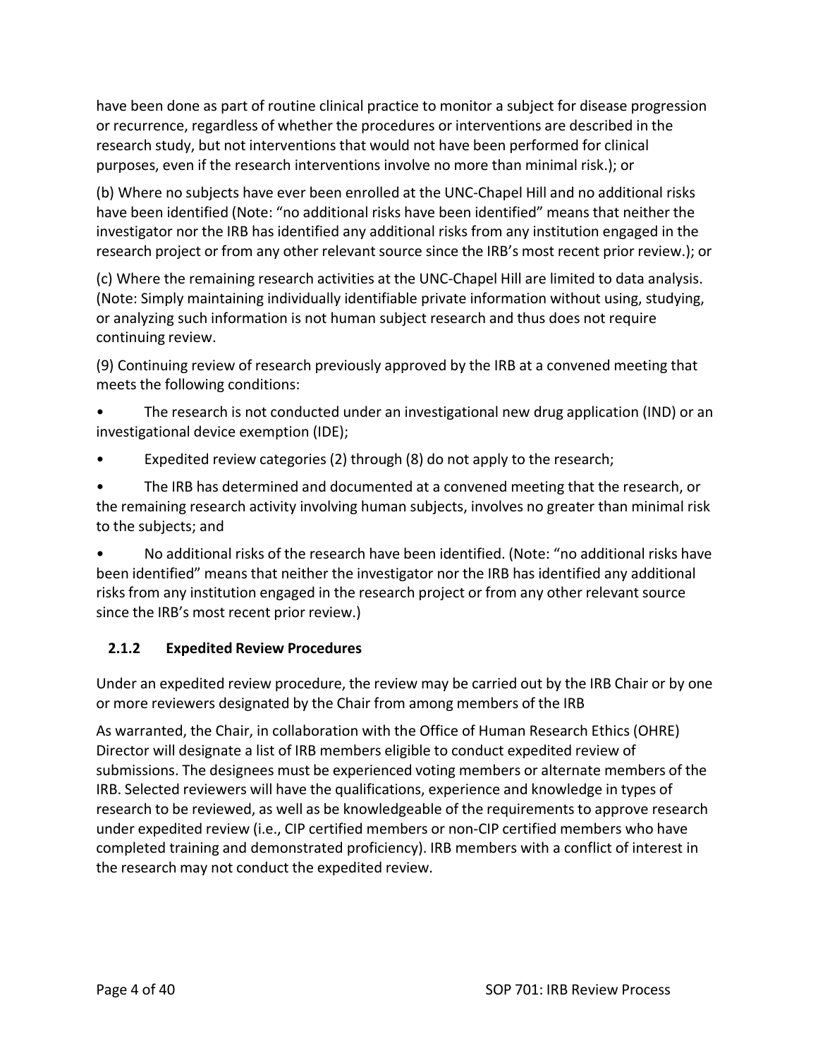have been done as part of routine clinical practice to monitor a subject for disease progression or recurrence, regardless of whether the procedures or interventions are described in the research study, but not interventions that would not have been performed for clinical purposes, even if the research interventions involve no more than minimal risk.); or

(b) Where no subjects have ever been enrolled at the UNC-Chapel Hill and no additional risks have been identified (Note: "no additional risks have been identified" means that neither the investigator nor the IRB has identified any additional risks from any institution engaged in the research project or from any other relevant source since the IRB's most recent prior review.); or

(c) Where the remaining research activities at the UNC-Chapel Hill are limited to data analysis. (Note: Simply maintaining individually identifiable private information without using, studying, or analyzing such information is not human subject research and thus does not require continuing review.

(9) Continuing review of research previously approved by the IRB at a convened meeting that meets the following conditions:

- The research is not conducted under an investigational new drug application (IND) or an investigational device exemption (IDE);
- Expedited review categories (2) through (8) do not apply to the research;
- The IRB has determined and documented at a convened meeting that the research, or the remaining research activity involving human subjects, involves no greater than minimal risk to the subjects; and
- No additional risks of the research have been identified. (Note: "no additional risks have been identified" means that neither the investigator nor the IRB has identified any additional risks from any institution engaged in the research project or from any other relevant source since the IRB's most recent prior review.)

### 2.1.2 Expedited Review Procedures

Under an expedited review procedure, the review may be carried out by the IRB Chair or by one or more reviewers designated by the Chair from among members of the IRB

As warranted, the Chair, in collaboration with the Office of Human Research Ethics (OHRE) Director will designate a list of IRB members eligible to conduct expedited review of submissions. The designees must be experienced voting members or alternate members of the IRB. Selected reviewers will have the qualifications, experience and knowledge in types of research to be reviewed, as well as be knowledgeable of the requirements to approve research under expedited review (i.e., CIP certified members or non-CIP certified members who have completed training and demonstrated proficiency). IRB members with a conflict of interest in the research may not conduct the expedited review.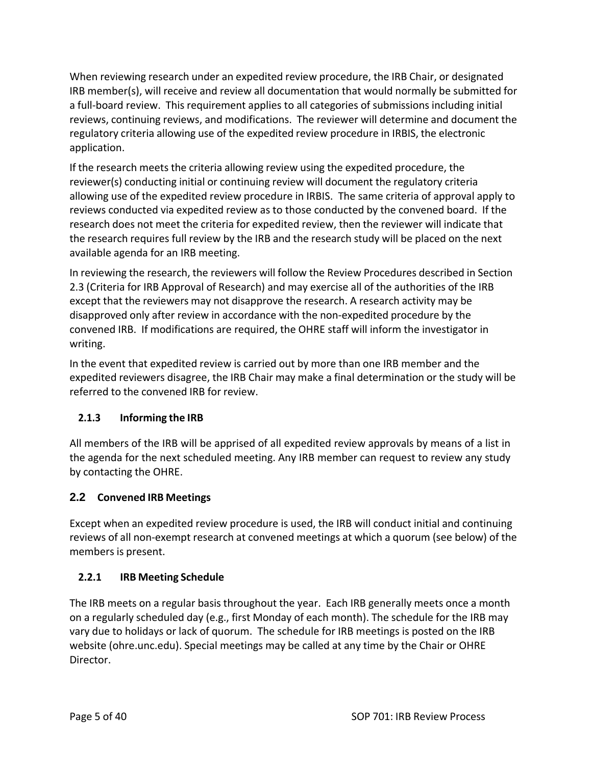When reviewing research under an expedited review procedure, the IRB Chair, or designated IRB member(s), will receive and review all documentation that would normally be submitted for a full-board review. This requirement applies to all categories of submissions including initial reviews, continuing reviews, and modifications. The reviewer will determine and document the regulatory criteria allowing use of the expedited review procedure in IRBIS, the electronic application.

If the research meets the criteria allowing review using the expedited procedure, the reviewer(s) conducting initial or continuing review will document the regulatory criteria allowing use of the expedited review procedure in IRBIS. The same criteria of approval apply to reviews conducted via expedited review as to those conducted by the convened board. If the research does not meet the criteria for expedited review, then the reviewer will indicate that the research requires full review by the IRB and the research study will be placed on the next available agenda for an IRB meeting.

In reviewing the research, the reviewers will follow the Review Procedures described in Section 2.3 (Criteria for IRB Approval of Research) and may exercise all of the authorities of the IRB except that the reviewers may not disapprove the research. A research activity may be disapproved only after review in accordance with the non-expedited procedure by the convened IRB. If modifications are required, the OHRE staff will inform the investigator in writing.

In the event that expedited review is carried out by more than one IRB member and the expedited reviewers disagree, the IRB Chair may make a final determination or the study will be referred to the convened IRB for review.

### 2.1.3 Informing the IRB

All members of the IRB will be apprised of all expedited review approvals by means of a list in the agenda for the next scheduled meeting. Any IRB member can request to review any study by contacting the OHRE.

## 2.2 Convened IRB Meetings

Except when an expedited review procedure is used, the IRB will conduct initial and continuing reviews of all non-exempt research at convened meetings at which a quorum (see below) of the members is present.

### 2.2.1 IRB Meeting Schedule

The IRB meets on a regular basis throughout the year. Each IRB generally meets once a month on a regularly scheduled day (e.g., first Monday of each month). The schedule for the IRB may vary due to holidays or lack of quorum. The schedule for IRB meetings is posted on the IRB website (ohre.unc.edu). Special meetings may be called at any time by the Chair or OHRE Director.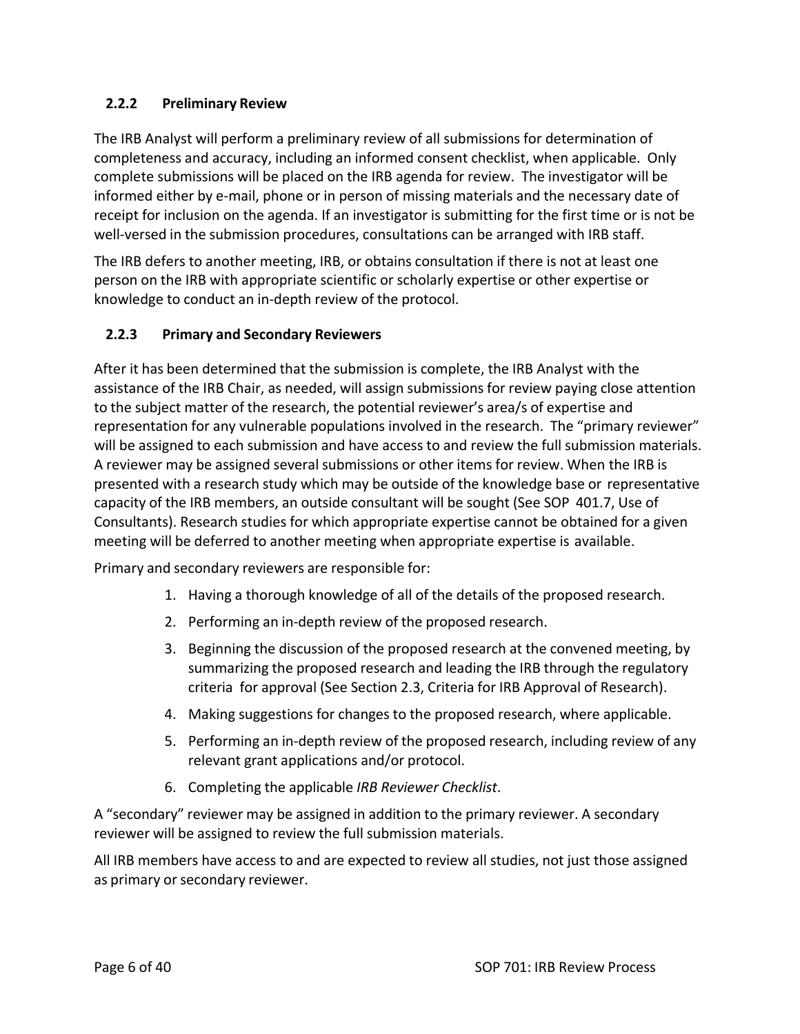### 2.2.2 Preliminary Review

The IRB Analyst will perform a preliminary review of all submissions for determination of completeness and accuracy, including an informed consent checklist, when applicable. Only complete submissions will be placed on the IRB agenda for review. The investigator will be informed either by e-mail, phone or in person of missing materials and the necessary date of receipt for inclusion on the agenda. If an investigator is submitting for the first time or is not be well-versed in the submission procedures, consultations can be arranged with IRB staff.

The IRB defers to another meeting, IRB, or obtains consultation if there is not at least one person on the IRB with appropriate scientific or scholarly expertise or other expertise or knowledge to conduct an in-depth review of the protocol.

### 2.2.3 Primary and Secondary Reviewers

After it has been determined that the submission is complete, the IRB Analyst with the assistance of the IRB Chair, as needed, will assign submissions for review paying close attention to the subject matter of the research, the potential reviewer's area/s of expertise and representation for any vulnerable populations involved in the research. The "primary reviewer" will be assigned to each submission and have access to and review the full submission materials. A reviewer may be assigned several submissions or other items for review. When the IRB is presented with a research study which may be outside of the knowledge base or representative capacity of the IRB members, an outside consultant will be sought (See SOP 401.7, Use of Consultants). Research studies for which appropriate expertise cannot be obtained for a given meeting will be deferred to another meeting when appropriate expertise is available.

Primary and secondary reviewers are responsible for:

1. Having a thorough knowledge of all of the details of the proposed research.
2. Performing an in-depth review of the proposed research.
3. Beginning the discussion of the proposed research at the convened meeting, by summarizing the proposed research and leading the IRB through the regulatory criteria for approval (See Section 2.3, Criteria for IRB Approval of Research).
4. Making suggestions for changes to the proposed research, where applicable.
5. Performing an in-depth review of the proposed research, including review of any relevant grant applications and/or protocol.
6. Completing the applicable *IRB Reviewer Checklist*.

A "secondary" reviewer may be assigned in addition to the primary reviewer. A secondary reviewer will be assigned to review the full submission materials.

All IRB members have access to and are expected to review all studies, not just those assigned as primary or secondary reviewer.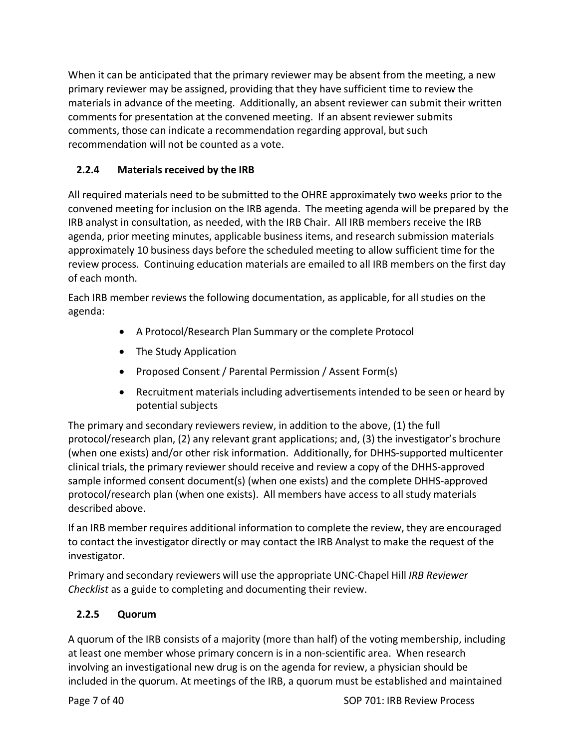When it can be anticipated that the primary reviewer may be absent from the meeting, a new primary reviewer may be assigned, providing that they have sufficient time to review the materials in advance of the meeting. Additionally, an absent reviewer can submit their written comments for presentation at the convened meeting. If an absent reviewer submits comments, those can indicate a recommendation regarding approval, but such recommendation will not be counted as a vote.

### 2.2.4 Materials received by the IRB

All required materials need to be submitted to the OHRE approximately two weeks prior to the convened meeting for inclusion on the IRB agenda. The meeting agenda will be prepared by the IRB analyst in consultation, as needed, with the IRB Chair. All IRB members receive the IRB agenda, prior meeting minutes, applicable business items, and research submission materials approximately 10 business days before the scheduled meeting to allow sufficient time for the review process. Continuing education materials are emailed to all IRB members on the first day of each month.

Each IRB member reviews the following documentation, as applicable, for all studies on the agenda:

- A Protocol/Research Plan Summary or the complete Protocol
- The Study Application
- Proposed Consent / Parental Permission / Assent Form(s)
- Recruitment materials including advertisements intended to be seen or heard by potential subjects

The primary and secondary reviewers review, in addition to the above, (1) the full protocol/research plan, (2) any relevant grant applications; and, (3) the investigator's brochure (when one exists) and/or other risk information. Additionally, for DHHS-supported multicenter clinical trials, the primary reviewer should receive and review a copy of the DHHS-approved sample informed consent document(s) (when one exists) and the complete DHHS-approved protocol/research plan (when one exists). All members have access to all study materials described above.

If an IRB member requires additional information to complete the review, they are encouraged to contact the investigator directly or may contact the IRB Analyst to make the request of the investigator.

Primary and secondary reviewers will use the appropriate UNC-Chapel Hill *IRB Reviewer Checklist* as a guide to completing and documenting their review.

### 2.2.5 Quorum

A quorum of the IRB consists of a majority (more than half) of the voting membership, including at least one member whose primary concern is in a non-scientific area. When research involving an investigational new drug is on the agenda for review, a physician should be included in the quorum. At meetings of the IRB, a quorum must be established and maintained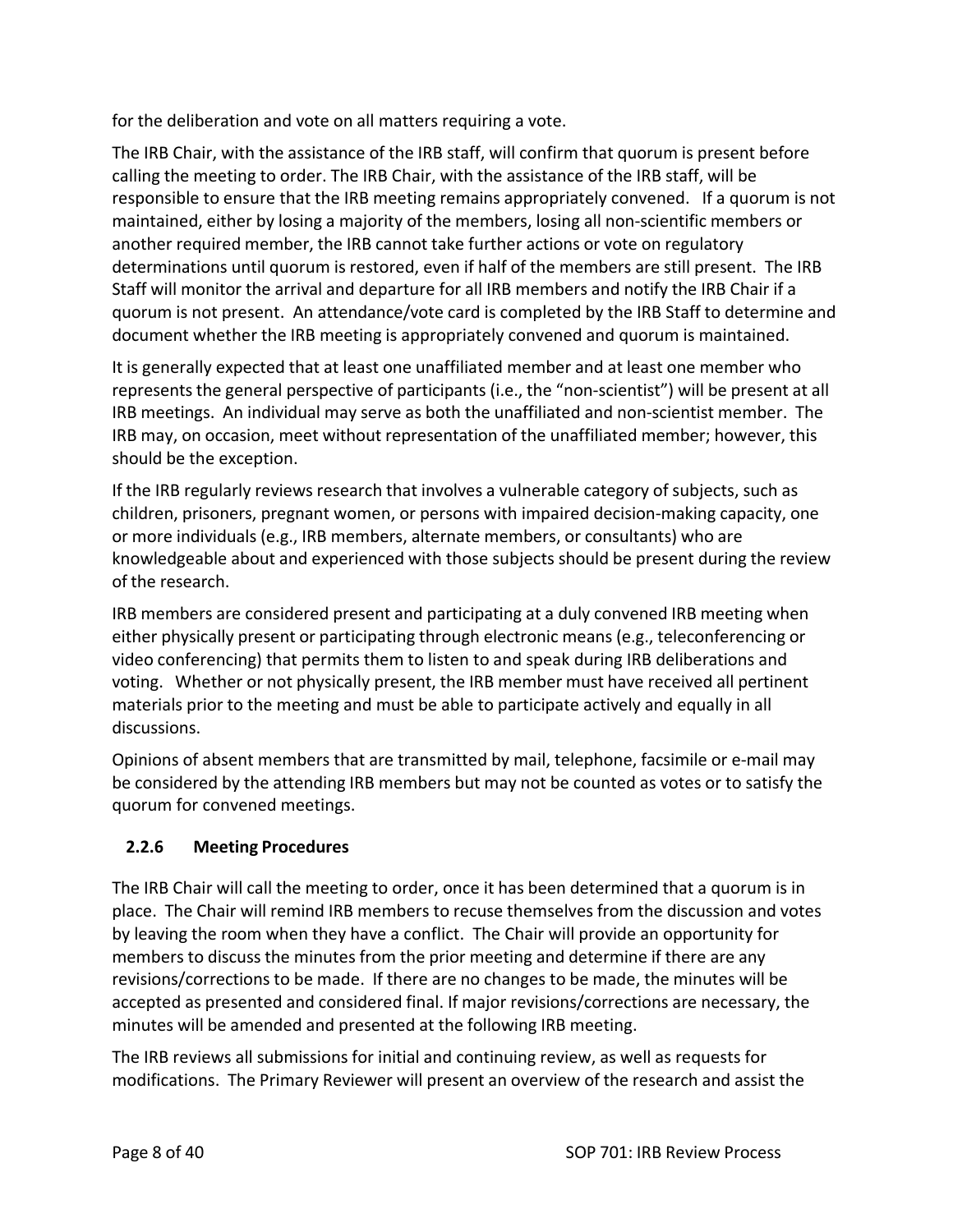for the deliberation and vote on all matters requiring a vote.

The IRB Chair, with the assistance of the IRB staff, will confirm that quorum is present before calling the meeting to order. The IRB Chair, with the assistance of the IRB staff, will be responsible to ensure that the IRB meeting remains appropriately convened. If a quorum is not maintained, either by losing a majority of the members, losing all non-scientific members or another required member, the IRB cannot take further actions or vote on regulatory determinations until quorum is restored, even if half of the members are still present. The IRB Staff will monitor the arrival and departure for all IRB members and notify the IRB Chair if a quorum is not present. An attendance/vote card is completed by the IRB Staff to determine and document whether the IRB meeting is appropriately convened and quorum is maintained.

It is generally expected that at least one unaffiliated member and at least one member who represents the general perspective of participants (i.e., the "non-scientist") will be present at all IRB meetings. An individual may serve as both the unaffiliated and non-scientist member. The IRB may, on occasion, meet without representation of the unaffiliated member; however, this should be the exception.

If the IRB regularly reviews research that involves a vulnerable category of subjects, such as children, prisoners, pregnant women, or persons with impaired decision-making capacity, one or more individuals (e.g., IRB members, alternate members, or consultants) who are knowledgeable about and experienced with those subjects should be present during the review of the research.

IRB members are considered present and participating at a duly convened IRB meeting when either physically present or participating through electronic means (e.g., teleconferencing or video conferencing) that permits them to listen to and speak during IRB deliberations and voting. Whether or not physically present, the IRB member must have received all pertinent materials prior to the meeting and must be able to participate actively and equally in all discussions.

Opinions of absent members that are transmitted by mail, telephone, facsimile or e-mail may be considered by the attending IRB members but may not be counted as votes or to satisfy the quorum for convened meetings.

### 2.2.6 Meeting Procedures

The IRB Chair will call the meeting to order, once it has been determined that a quorum is in place. The Chair will remind IRB members to recuse themselves from the discussion and votes by leaving the room when they have a conflict. The Chair will provide an opportunity for members to discuss the minutes from the prior meeting and determine if there are any revisions/corrections to be made. If there are no changes to be made, the minutes will be accepted as presented and considered final. If major revisions/corrections are necessary, the minutes will be amended and presented at the following IRB meeting.

The IRB reviews all submissions for initial and continuing review, as well as requests for modifications. The Primary Reviewer will present an overview of the research and assist the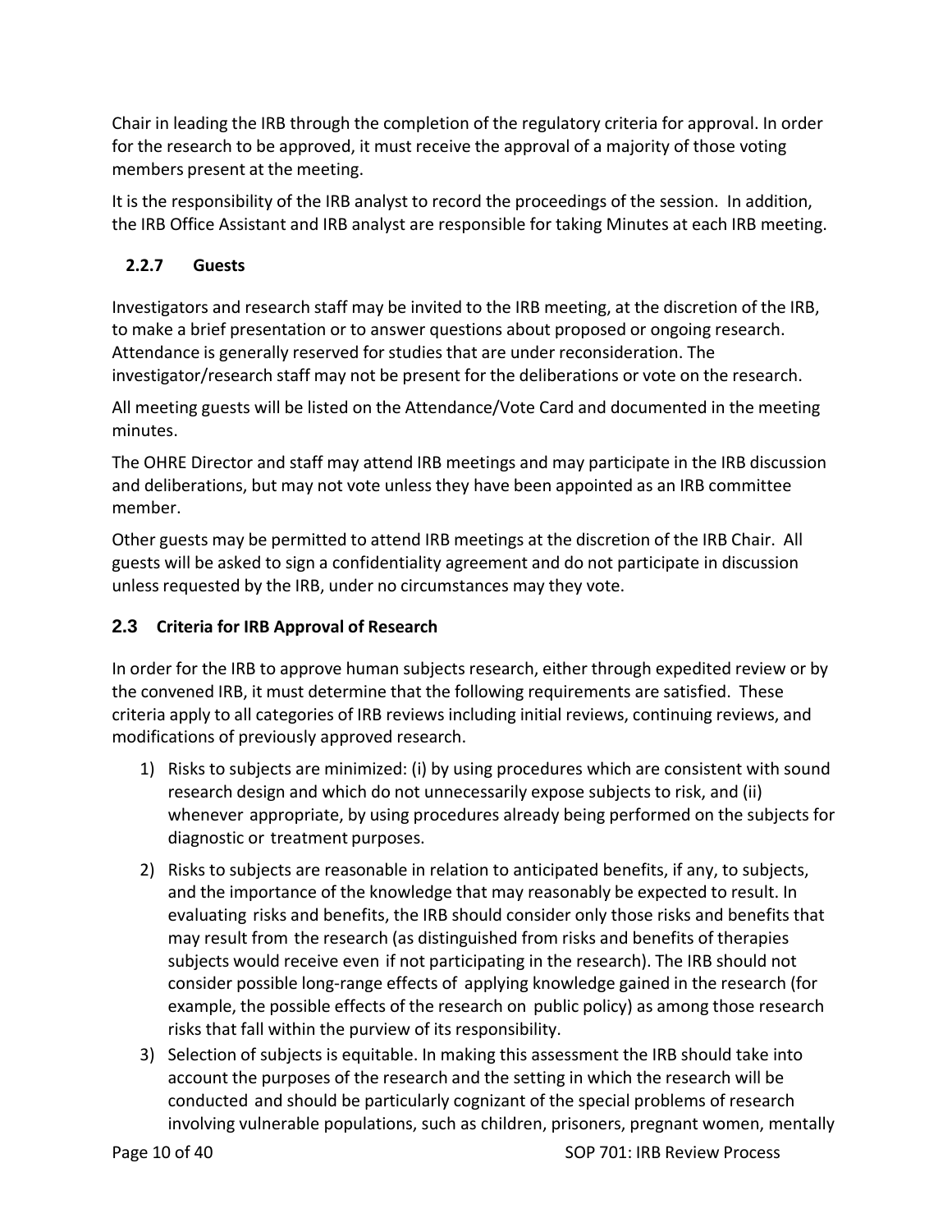Chair in leading the IRB through the completion of the regulatory criteria for approval. In order for the research to be approved, it must receive the approval of a majority of those voting members present at the meeting.

It is the responsibility of the IRB analyst to record the proceedings of the session. In addition, the IRB Office Assistant and IRB analyst are responsible for taking Minutes at each IRB meeting.

### 2.2.7 Guests

Investigators and research staff may be invited to the IRB meeting, at the discretion of the IRB, to make a brief presentation or to answer questions about proposed or ongoing research. Attendance is generally reserved for studies that are under reconsideration. The investigator/research staff may not be present for the deliberations or vote on the research.

All meeting guests will be listed on the Attendance/Vote Card and documented in the meeting minutes.

The OHRE Director and staff may attend IRB meetings and may participate in the IRB discussion and deliberations, but may not vote unless they have been appointed as an IRB committee member.

Other guests may be permitted to attend IRB meetings at the discretion of the IRB Chair. All guests will be asked to sign a confidentiality agreement and do not participate in discussion unless requested by the IRB, under no circumstances may they vote.

## 2.3 Criteria for IRB Approval of Research

In order for the IRB to approve human subjects research, either through expedited review or by the convened IRB, it must determine that the following requirements are satisfied. These criteria apply to all categories of IRB reviews including initial reviews, continuing reviews, and modifications of previously approved research.

1) Risks to subjects are minimized: (i) by using procedures which are consistent with sound research design and which do not unnecessarily expose subjects to risk, and (ii) whenever appropriate, by using procedures already being performed on the subjects for diagnostic or treatment purposes.
2) Risks to subjects are reasonable in relation to anticipated benefits, if any, to subjects, and the importance of the knowledge that may reasonably be expected to result. In evaluating risks and benefits, the IRB should consider only those risks and benefits that may result from the research (as distinguished from risks and benefits of therapies subjects would receive even if not participating in the research). The IRB should not consider possible long-range effects of applying knowledge gained in the research (for example, the possible effects of the research on public policy) as among those research risks that fall within the purview of its responsibility.
3) Selection of subjects is equitable. In making this assessment the IRB should take into account the purposes of the research and the setting in which the research will be conducted and should be particularly cognizant of the special problems of research involving vulnerable populations, such as children, prisoners, pregnant women, mentally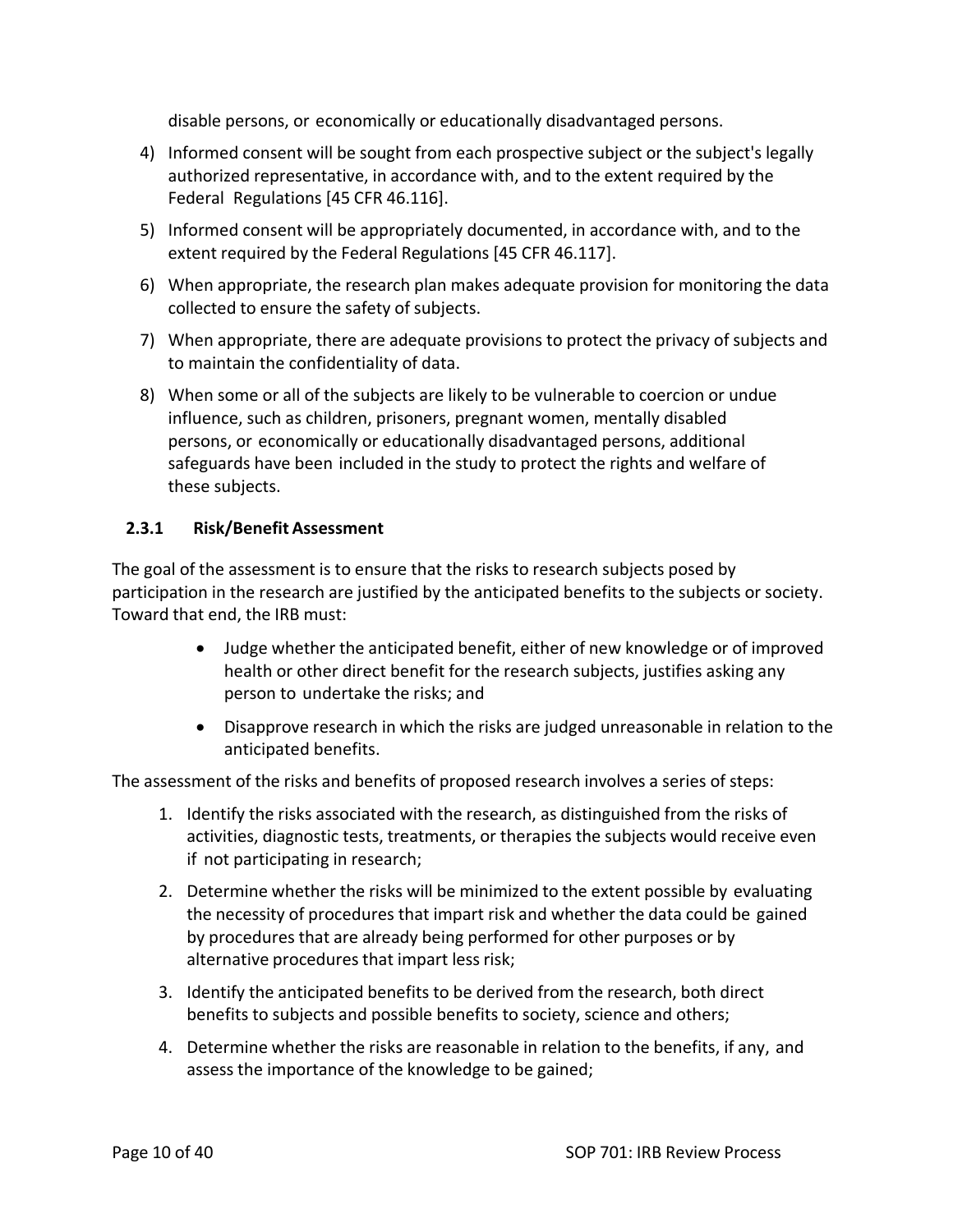disable persons, or economically or educationally disadvantaged persons.

4) Informed consent will be sought from each prospective subject or the subject's legally authorized representative, in accordance with, and to the extent required by the Federal Regulations [45 CFR 46.116].

5) Informed consent will be appropriately documented, in accordance with, and to the extent required by the Federal Regulations [45 CFR 46.117].

6) When appropriate, the research plan makes adequate provision for monitoring the data collected to ensure the safety of subjects.

7) When appropriate, there are adequate provisions to protect the privacy of subjects and to maintain the confidentiality of data.

8) When some or all of the subjects are likely to be vulnerable to coercion or undue influence, such as children, prisoners, pregnant women, mentally disabled persons, or economically or educationally disadvantaged persons, additional safeguards have been included in the study to protect the rights and welfare of these subjects.

### 2.3.1 Risk/Benefit Assessment

The goal of the assessment is to ensure that the risks to research subjects posed by participation in the research are justified by the anticipated benefits to the subjects or society. Toward that end, the IRB must:

- Judge whether the anticipated benefit, either of new knowledge or of improved health or other direct benefit for the research subjects, justifies asking any person to undertake the risks; and
- Disapprove research in which the risks are judged unreasonable in relation to the anticipated benefits.

The assessment of the risks and benefits of proposed research involves a series of steps:

1. Identify the risks associated with the research, as distinguished from the risks of activities, diagnostic tests, treatments, or therapies the subjects would receive even if not participating in research;
2. Determine whether the risks will be minimized to the extent possible by evaluating the necessity of procedures that impart risk and whether the data could be gained by procedures that are already being performed for other purposes or by alternative procedures that impart less risk;
3. Identify the anticipated benefits to be derived from the research, both direct benefits to subjects and possible benefits to society, science and others;
4. Determine whether the risks are reasonable in relation to the benefits, if any, and assess the importance of the knowledge to be gained;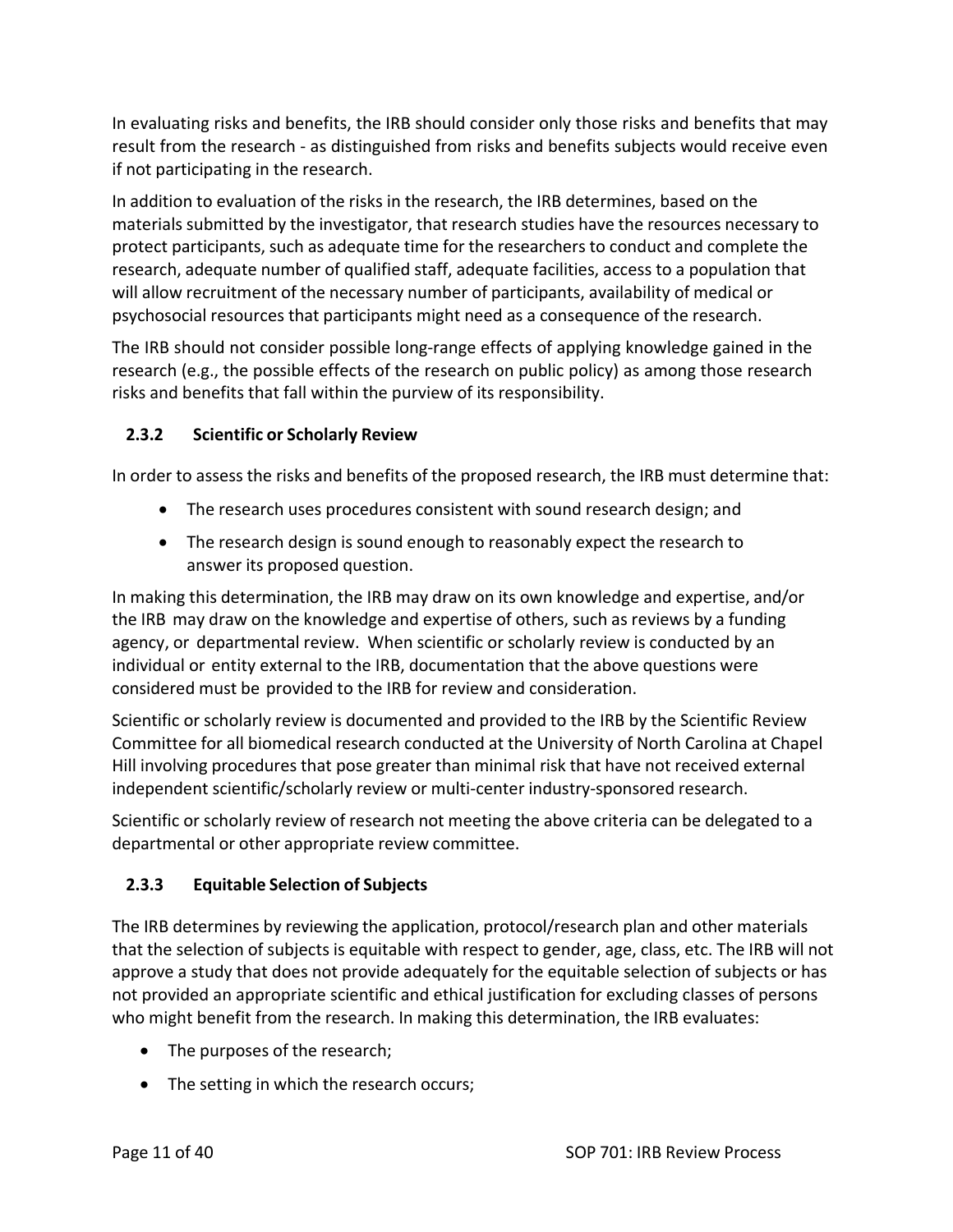In evaluating risks and benefits, the IRB should consider only those risks and benefits that may result from the research - as distinguished from risks and benefits subjects would receive even if not participating in the research.

In addition to evaluation of the risks in the research, the IRB determines, based on the materials submitted by the investigator, that research studies have the resources necessary to protect participants, such as adequate time for the researchers to conduct and complete the research, adequate number of qualified staff, adequate facilities, access to a population that will allow recruitment of the necessary number of participants, availability of medical or psychosocial resources that participants might need as a consequence of the research.

The IRB should not consider possible long-range effects of applying knowledge gained in the research (e.g., the possible effects of the research on public policy) as among those research risks and benefits that fall within the purview of its responsibility.

### 2.3.2 Scientific or Scholarly Review

In order to assess the risks and benefits of the proposed research, the IRB must determine that:

- The research uses procedures consistent with sound research design; and
- The research design is sound enough to reasonably expect the research to answer its proposed question.

In making this determination, the IRB may draw on its own knowledge and expertise, and/or the IRB may draw on the knowledge and expertise of others, such as reviews by a funding agency, or departmental review. When scientific or scholarly review is conducted by an individual or entity external to the IRB, documentation that the above questions were considered must be provided to the IRB for review and consideration.

Scientific or scholarly review is documented and provided to the IRB by the Scientific Review Committee for all biomedical research conducted at the University of North Carolina at Chapel Hill involving procedures that pose greater than minimal risk that have not received external independent scientific/scholarly review or multi-center industry-sponsored research.

Scientific or scholarly review of research not meeting the above criteria can be delegated to a departmental or other appropriate review committee.

### 2.3.3 Equitable Selection of Subjects

The IRB determines by reviewing the application, protocol/research plan and other materials that the selection of subjects is equitable with respect to gender, age, class, etc. The IRB will not approve a study that does not provide adequately for the equitable selection of subjects or has not provided an appropriate scientific and ethical justification for excluding classes of persons who might benefit from the research. In making this determination, the IRB evaluates:

- The purposes of the research;
- The setting in which the research occurs;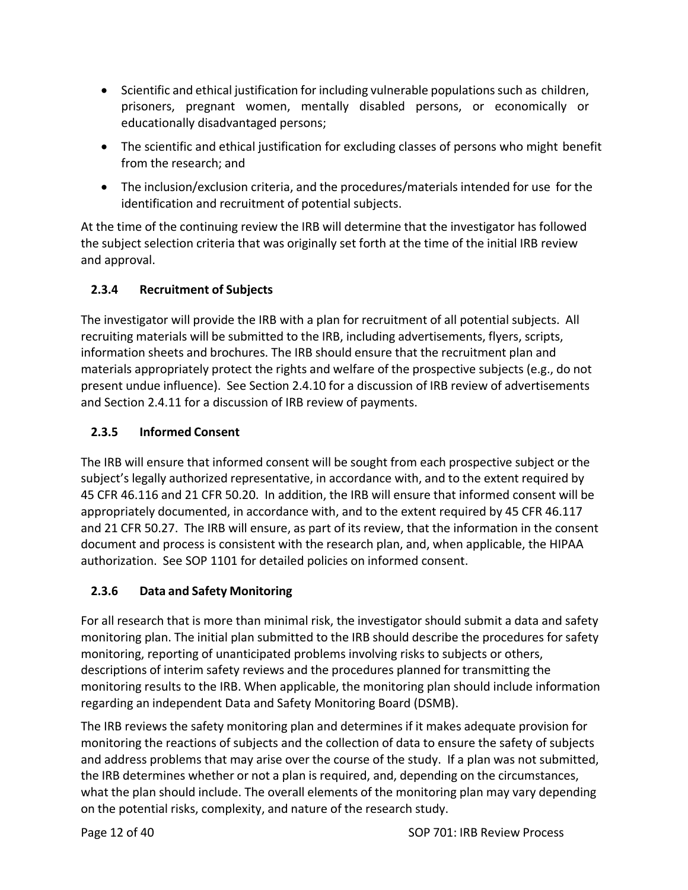- Scientific and ethical justification for including vulnerable populations such as children, prisoners, pregnant women, mentally disabled persons, or economically or educationally disadvantaged persons;
- The scientific and ethical justification for excluding classes of persons who might benefit from the research; and
- The inclusion/exclusion criteria, and the procedures/materials intended for use for the identification and recruitment of potential subjects.

At the time of the continuing review the IRB will determine that the investigator has followed the subject selection criteria that was originally set forth at the time of the initial IRB review and approval.

### 2.3.4 Recruitment of Subjects

The investigator will provide the IRB with a plan for recruitment of all potential subjects. All recruiting materials will be submitted to the IRB, including advertisements, flyers, scripts, information sheets and brochures. The IRB should ensure that the recruitment plan and materials appropriately protect the rights and welfare of the prospective subjects (e.g., do not present undue influence). See Section 2.4.10 for a discussion of IRB review of advertisements and Section 2.4.11 for a discussion of IRB review of payments.

### 2.3.5 Informed Consent

The IRB will ensure that informed consent will be sought from each prospective subject or the subject's legally authorized representative, in accordance with, and to the extent required by 45 CFR 46.116 and 21 CFR 50.20. In addition, the IRB will ensure that informed consent will be appropriately documented, in accordance with, and to the extent required by 45 CFR 46.117 and 21 CFR 50.27. The IRB will ensure, as part of its review, that the information in the consent document and process is consistent with the research plan, and, when applicable, the HIPAA authorization. See SOP 1101 for detailed policies on informed consent.

### 2.3.6 Data and Safety Monitoring

For all research that is more than minimal risk, the investigator should submit a data and safety monitoring plan. The initial plan submitted to the IRB should describe the procedures for safety monitoring, reporting of unanticipated problems involving risks to subjects or others, descriptions of interim safety reviews and the procedures planned for transmitting the monitoring results to the IRB. When applicable, the monitoring plan should include information regarding an independent Data and Safety Monitoring Board (DSMB).

The IRB reviews the safety monitoring plan and determines if it makes adequate provision for monitoring the reactions of subjects and the collection of data to ensure the safety of subjects and address problems that may arise over the course of the study. If a plan was not submitted, the IRB determines whether or not a plan is required, and, depending on the circumstances, what the plan should include. The overall elements of the monitoring plan may vary depending on the potential risks, complexity, and nature of the research study.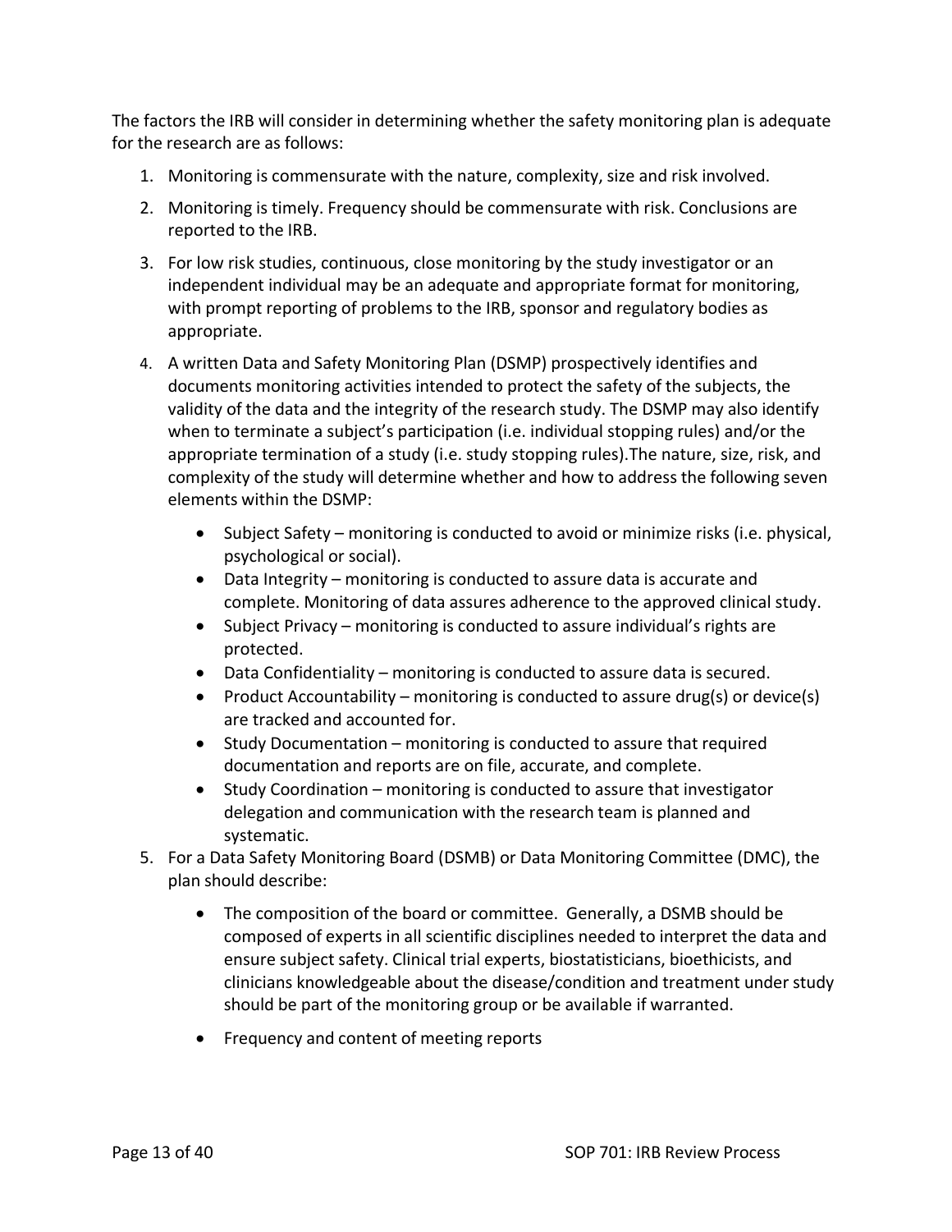The factors the IRB will consider in determining whether the safety monitoring plan is adequate for the research are as follows:

1. Monitoring is commensurate with the nature, complexity, size and risk involved.
2. Monitoring is timely. Frequency should be commensurate with risk. Conclusions are reported to the IRB.
3. For low risk studies, continuous, close monitoring by the study investigator or an independent individual may be an adequate and appropriate format for monitoring, with prompt reporting of problems to the IRB, sponsor and regulatory bodies as appropriate.
4. A written Data and Safety Monitoring Plan (DSMP) prospectively identifies and documents monitoring activities intended to protect the safety of the subjects, the validity of the data and the integrity of the research study. The DSMP may also identify when to terminate a subject's participation (i.e. individual stopping rules) and/or the appropriate termination of a study (i.e. study stopping rules).The nature, size, risk, and complexity of the study will determine whether and how to address the following seven elements within the DSMP:
    - Subject Safety – monitoring is conducted to avoid or minimize risks (i.e. physical, psychological or social).
    - Data Integrity – monitoring is conducted to assure data is accurate and complete. Monitoring of data assures adherence to the approved clinical study.
    - Subject Privacy – monitoring is conducted to assure individual's rights are protected.
    - Data Confidentiality – monitoring is conducted to assure data is secured.
    - Product Accountability – monitoring is conducted to assure drug(s) or device(s) are tracked and accounted for.
    - Study Documentation – monitoring is conducted to assure that required documentation and reports are on file, accurate, and complete.
    - Study Coordination – monitoring is conducted to assure that investigator delegation and communication with the research team is planned and systematic.
5. For a Data Safety Monitoring Board (DSMB) or Data Monitoring Committee (DMC), the plan should describe:
    - The composition of the board or committee. Generally, a DSMB should be composed of experts in all scientific disciplines needed to interpret the data and ensure subject safety. Clinical trial experts, biostatisticians, bioethicists, and clinicians knowledgeable about the disease/condition and treatment under study should be part of the monitoring group or be available if warranted.
    - Frequency and content of meeting reports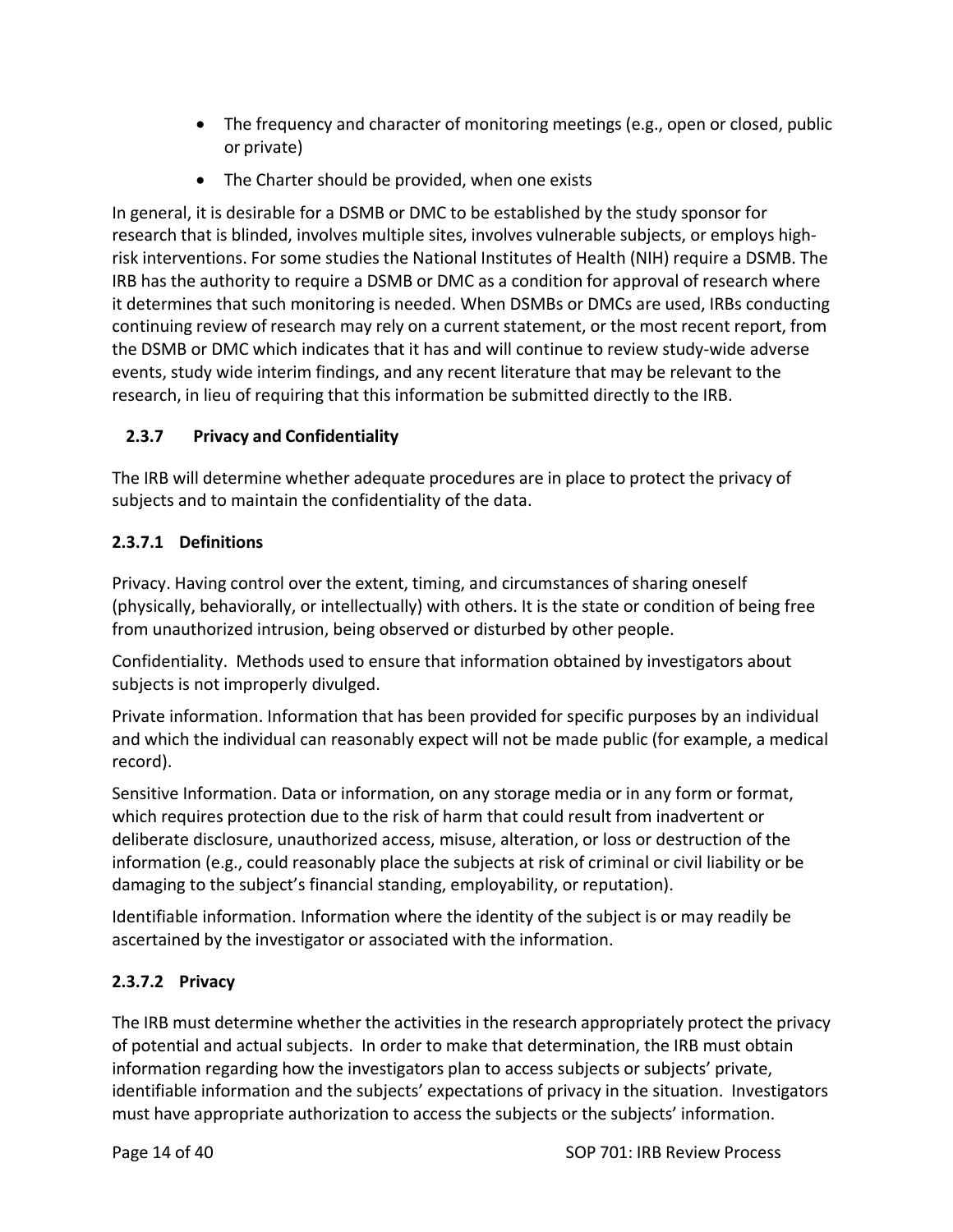- The frequency and character of monitoring meetings (e.g., open or closed, public or private)
- The Charter should be provided, when one exists

In general, it is desirable for a DSMB or DMC to be established by the study sponsor for research that is blinded, involves multiple sites, involves vulnerable subjects, or employs high-risk interventions. For some studies the National Institutes of Health (NIH) require a DSMB. The IRB has the authority to require a DSMB or DMC as a condition for approval of research where it determines that such monitoring is needed. When DSMBs or DMCs are used, IRBs conducting continuing review of research may rely on a current statement, or the most recent report, from the DSMB or DMC which indicates that it has and will continue to review study-wide adverse events, study wide interim findings, and any recent literature that may be relevant to the research, in lieu of requiring that this information be submitted directly to the IRB.

### 2.3.7 Privacy and Confidentiality

The IRB will determine whether adequate procedures are in place to protect the privacy of subjects and to maintain the confidentiality of the data.

#### 2.3.7.1 Definitions

Privacy. Having control over the extent, timing, and circumstances of sharing oneself (physically, behaviorally, or intellectually) with others. It is the state or condition of being free from unauthorized intrusion, being observed or disturbed by other people.

Confidentiality. Methods used to ensure that information obtained by investigators about subjects is not improperly divulged.

Private information. Information that has been provided for specific purposes by an individual and which the individual can reasonably expect will not be made public (for example, a medical record).

Sensitive Information. Data or information, on any storage media or in any form or format, which requires protection due to the risk of harm that could result from inadvertent or deliberate disclosure, unauthorized access, misuse, alteration, or loss or destruction of the information (e.g., could reasonably place the subjects at risk of criminal or civil liability or be damaging to the subject's financial standing, employability, or reputation).

Identifiable information. Information where the identity of the subject is or may readily be ascertained by the investigator or associated with the information.

#### 2.3.7.2 Privacy

The IRB must determine whether the activities in the research appropriately protect the privacy of potential and actual subjects. In order to make that determination, the IRB must obtain information regarding how the investigators plan to access subjects or subjects' private, identifiable information and the subjects' expectations of privacy in the situation. Investigators must have appropriate authorization to access the subjects or the subjects' information.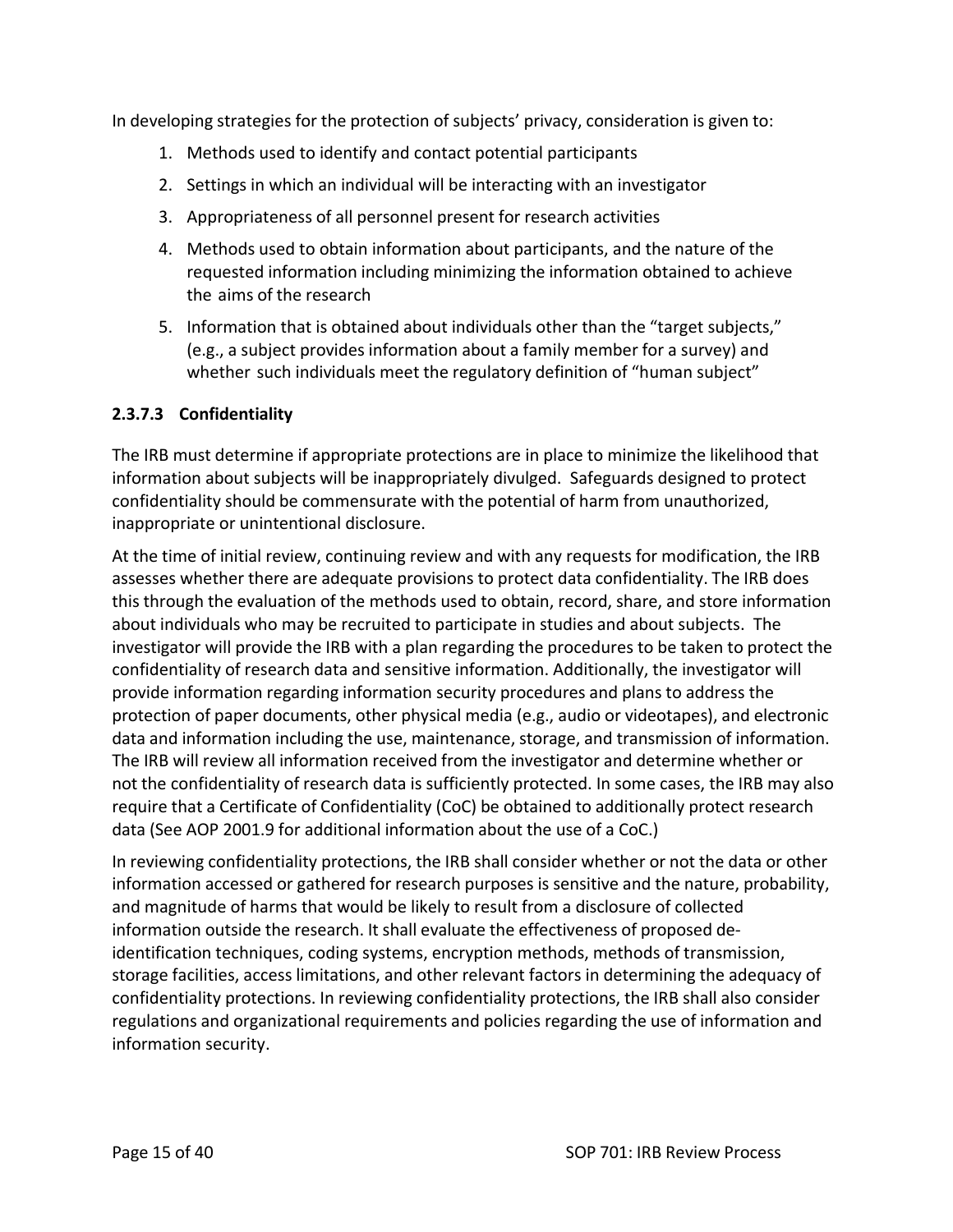In developing strategies for the protection of subjects' privacy, consideration is given to:

1. Methods used to identify and contact potential participants
2. Settings in which an individual will be interacting with an investigator
3. Appropriateness of all personnel present for research activities
4. Methods used to obtain information about participants, and the nature of the requested information including minimizing the information obtained to achieve the aims of the research
5. Information that is obtained about individuals other than the "target subjects," (e.g., a subject provides information about a family member for a survey) and whether such individuals meet the regulatory definition of "human subject"

#### 2.3.7.3 Confidentiality

The IRB must determine if appropriate protections are in place to minimize the likelihood that information about subjects will be inappropriately divulged. Safeguards designed to protect confidentiality should be commensurate with the potential of harm from unauthorized, inappropriate or unintentional disclosure.

At the time of initial review, continuing review and with any requests for modification, the IRB assesses whether there are adequate provisions to protect data confidentiality. The IRB does this through the evaluation of the methods used to obtain, record, share, and store information about individuals who may be recruited to participate in studies and about subjects. The investigator will provide the IRB with a plan regarding the procedures to be taken to protect the confidentiality of research data and sensitive information. Additionally, the investigator will provide information regarding information security procedures and plans to address the protection of paper documents, other physical media (e.g., audio or videotapes), and electronic data and information including the use, maintenance, storage, and transmission of information. The IRB will review all information received from the investigator and determine whether or not the confidentiality of research data is sufficiently protected. In some cases, the IRB may also require that a Certificate of Confidentiality (CoC) be obtained to additionally protect research data (See AOP 2001.9 for additional information about the use of a CoC.)

In reviewing confidentiality protections, the IRB shall consider whether or not the data or other information accessed or gathered for research purposes is sensitive and the nature, probability, and magnitude of harms that would be likely to result from a disclosure of collected information outside the research. It shall evaluate the effectiveness of proposed de-identification techniques, coding systems, encryption methods, methods of transmission, storage facilities, access limitations, and other relevant factors in determining the adequacy of confidentiality protections. In reviewing confidentiality protections, the IRB shall also consider regulations and organizational requirements and policies regarding the use of information and information security.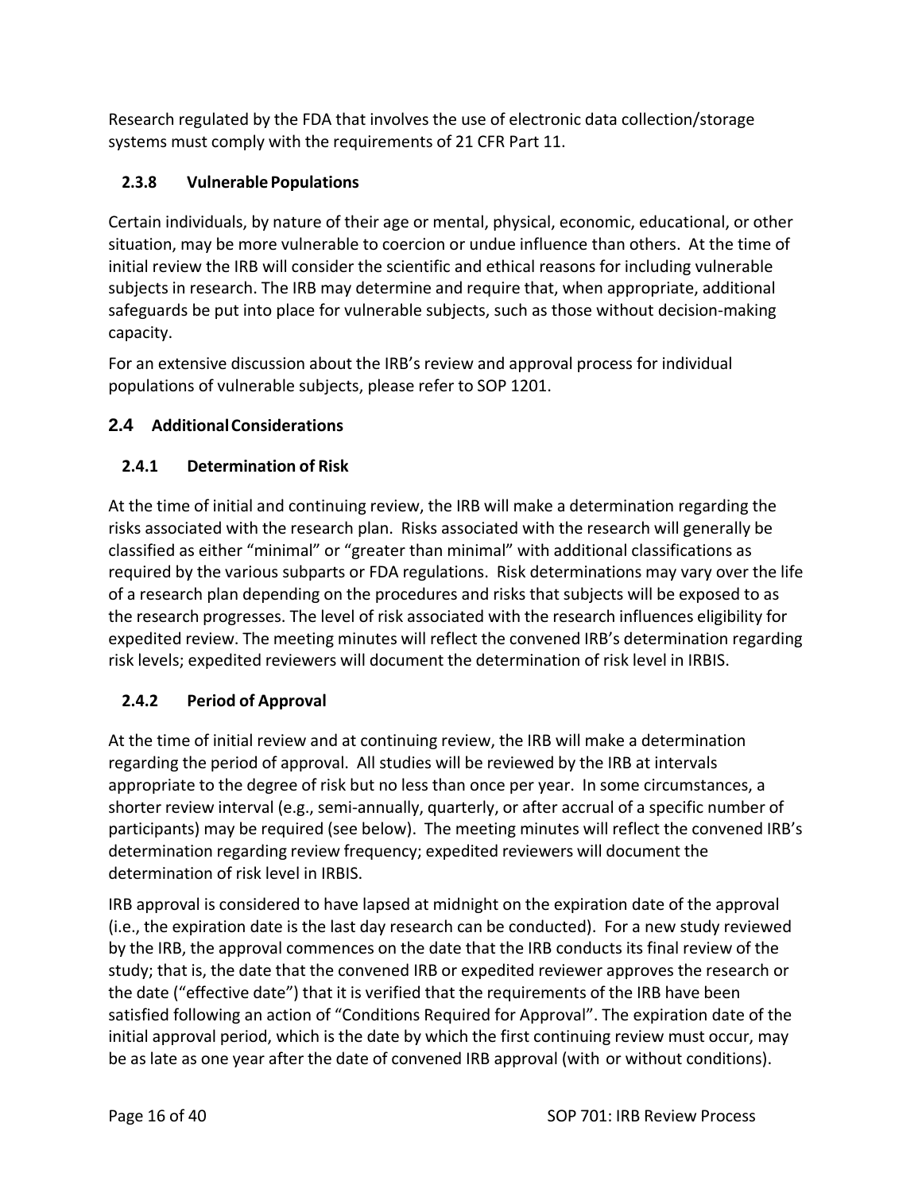Research regulated by the FDA that involves the use of electronic data collection/storage systems must comply with the requirements of 21 CFR Part 11.

#### 2.3.8 Vulnerable Populations

Certain individuals, by nature of their age or mental, physical, economic, educational, or other situation, may be more vulnerable to coercion or undue influence than others. At the time of initial review the IRB will consider the scientific and ethical reasons for including vulnerable subjects in research. The IRB may determine and require that, when appropriate, additional safeguards be put into place for vulnerable subjects, such as those without decision-making capacity.

For an extensive discussion about the IRB's review and approval process for individual populations of vulnerable subjects, please refer to SOP 1201.

### 2.4 Additional Considerations

#### 2.4.1 Determination of Risk

At the time of initial and continuing review, the IRB will make a determination regarding the risks associated with the research plan. Risks associated with the research will generally be classified as either "minimal" or "greater than minimal" with additional classifications as required by the various subparts or FDA regulations. Risk determinations may vary over the life of a research plan depending on the procedures and risks that subjects will be exposed to as the research progresses. The level of risk associated with the research influences eligibility for expedited review. The meeting minutes will reflect the convened IRB's determination regarding risk levels; expedited reviewers will document the determination of risk level in IRBIS.

#### 2.4.2 Period of Approval

At the time of initial review and at continuing review, the IRB will make a determination regarding the period of approval. All studies will be reviewed by the IRB at intervals appropriate to the degree of risk but no less than once per year. In some circumstances, a shorter review interval (e.g., semi-annually, quarterly, or after accrual of a specific number of participants) may be required (see below). The meeting minutes will reflect the convened IRB's determination regarding review frequency; expedited reviewers will document the determination of risk level in IRBIS.

IRB approval is considered to have lapsed at midnight on the expiration date of the approval (i.e., the expiration date is the last day research can be conducted). For a new study reviewed by the IRB, the approval commences on the date that the IRB conducts its final review of the study; that is, the date that the convened IRB or expedited reviewer approves the research or the date ("effective date") that it is verified that the requirements of the IRB have been satisfied following an action of "Conditions Required for Approval". The expiration date of the initial approval period, which is the date by which the first continuing review must occur, may be as late as one year after the date of convened IRB approval (with or without conditions).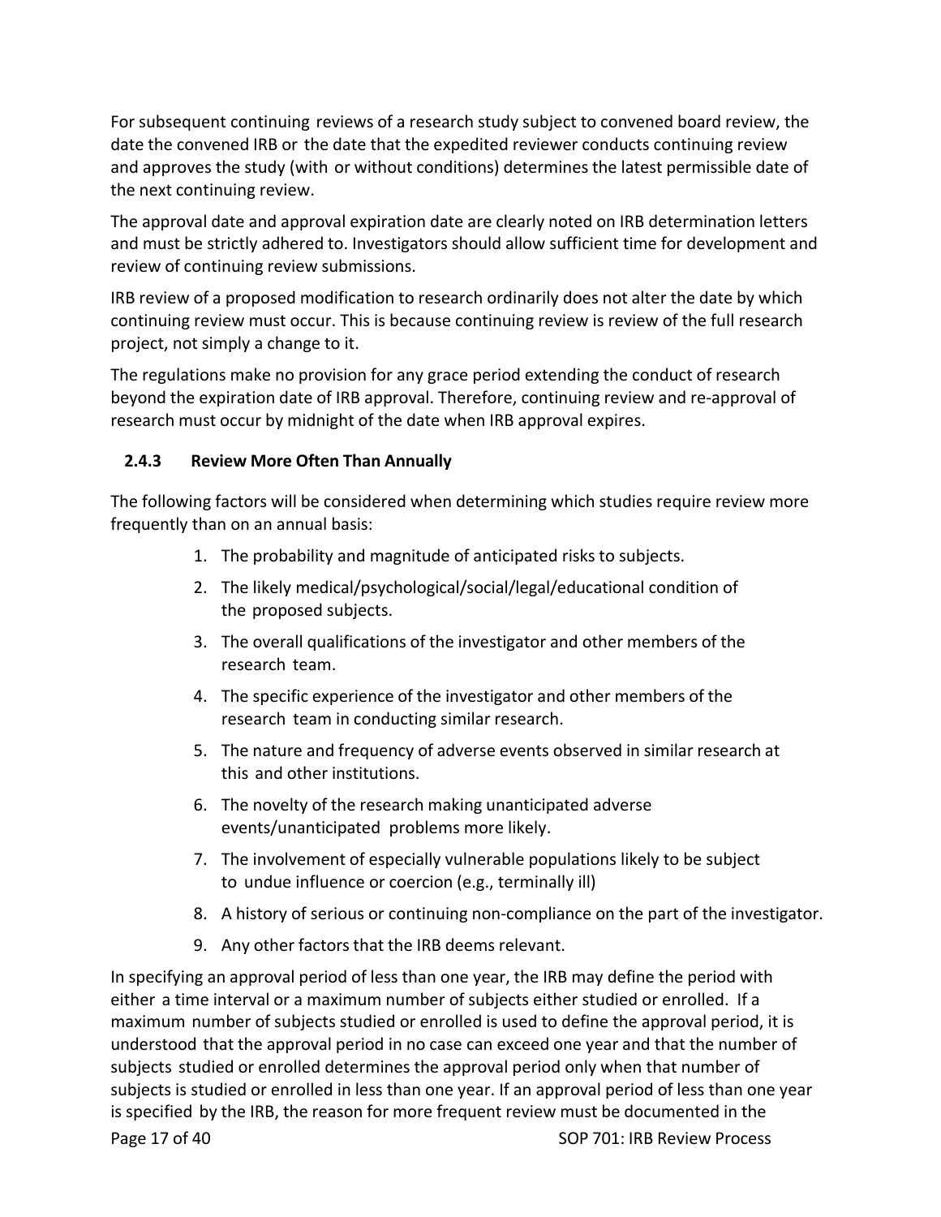For subsequent continuing reviews of a research study subject to convened board review, the date the convened IRB or the date that the expedited reviewer conducts continuing review and approves the study (with or without conditions) determines the latest permissible date of the next continuing review.

The approval date and approval expiration date are clearly noted on IRB determination letters and must be strictly adhered to. Investigators should allow sufficient time for development and review of continuing review submissions.

IRB review of a proposed modification to research ordinarily does not alter the date by which continuing review must occur. This is because continuing review is review of the full research project, not simply a change to it.

The regulations make no provision for any grace period extending the conduct of research beyond the expiration date of IRB approval. Therefore, continuing review and re-approval of research must occur by midnight of the date when IRB approval expires.

### 2.4.3 Review More Often Than Annually

The following factors will be considered when determining which studies require review more frequently than on an annual basis:

1. The probability and magnitude of anticipated risks to subjects.
2. The likely medical/psychological/social/legal/educational condition of the proposed subjects.
3. The overall qualifications of the investigator and other members of the research team.
4. The specific experience of the investigator and other members of the research team in conducting similar research.
5. The nature and frequency of adverse events observed in similar research at this and other institutions.
6. The novelty of the research making unanticipated adverse events/unanticipated problems more likely.
7. The involvement of especially vulnerable populations likely to be subject to undue influence or coercion (e.g., terminally ill)
8. A history of serious or continuing non-compliance on the part of the investigator.
9. Any other factors that the IRB deems relevant.

In specifying an approval period of less than one year, the IRB may define the period with either a time interval or a maximum number of subjects either studied or enrolled. If a maximum number of subjects studied or enrolled is used to define the approval period, it is understood that the approval period in no case can exceed one year and that the number of subjects studied or enrolled determines the approval period only when that number of subjects is studied or enrolled in less than one year. If an approval period of less than one year is specified by the IRB, the reason for more frequent review must be documented in the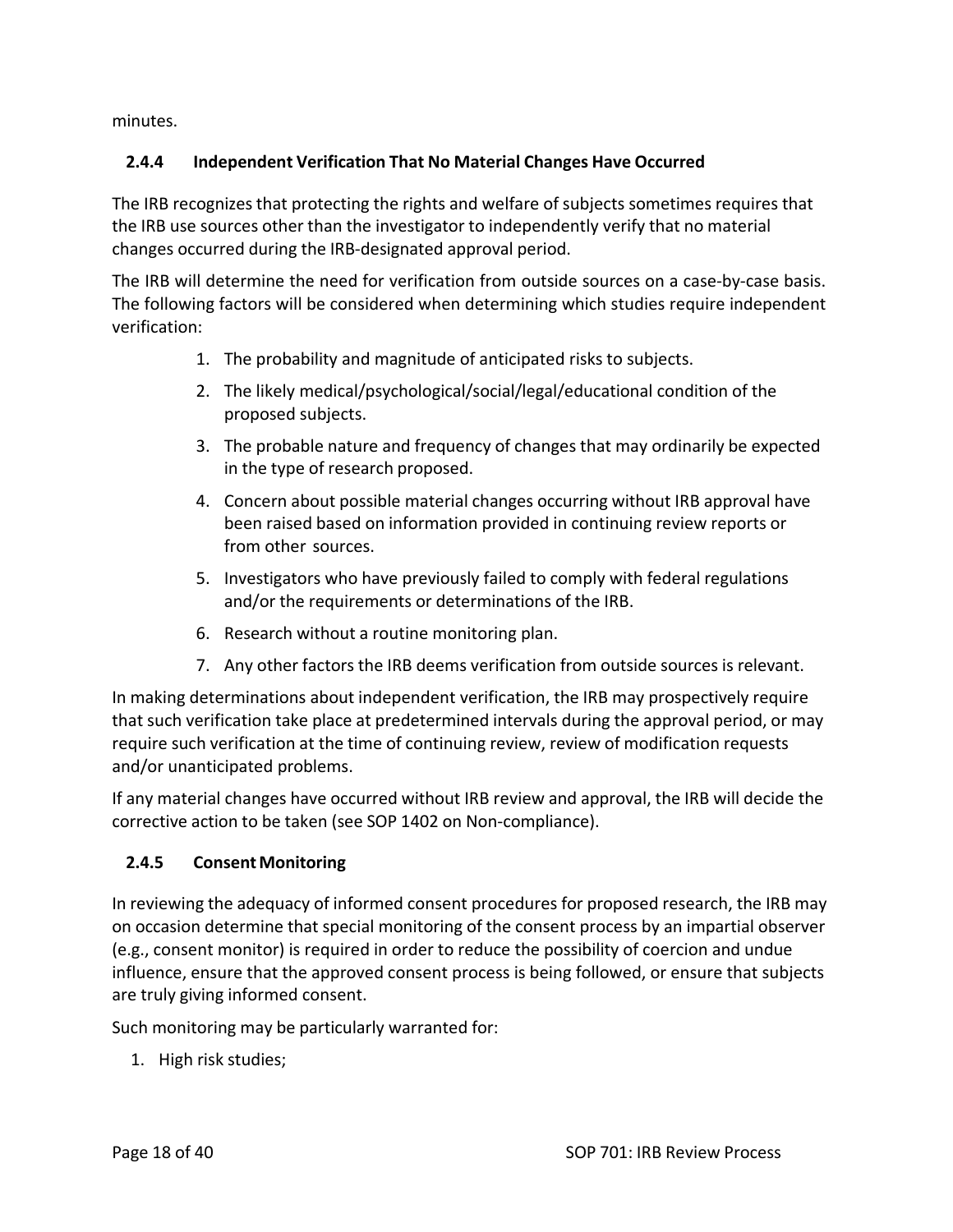minutes.

### 2.4.4 Independent Verification That No Material Changes Have Occurred

The IRB recognizes that protecting the rights and welfare of subjects sometimes requires that the IRB use sources other than the investigator to independently verify that no material changes occurred during the IRB-designated approval period.

The IRB will determine the need for verification from outside sources on a case-by-case basis. The following factors will be considered when determining which studies require independent verification:

1. The probability and magnitude of anticipated risks to subjects.
2. The likely medical/psychological/social/legal/educational condition of the proposed subjects.
3. The probable nature and frequency of changes that may ordinarily be expected in the type of research proposed.
4. Concern about possible material changes occurring without IRB approval have been raised based on information provided in continuing review reports or from other sources.
5. Investigators who have previously failed to comply with federal regulations and/or the requirements or determinations of the IRB.
6. Research without a routine monitoring plan.
7. Any other factors the IRB deems verification from outside sources is relevant.

In making determinations about independent verification, the IRB may prospectively require that such verification take place at predetermined intervals during the approval period, or may require such verification at the time of continuing review, review of modification requests and/or unanticipated problems.

If any material changes have occurred without IRB review and approval, the IRB will decide the corrective action to be taken (see SOP 1402 on Non-compliance).

### 2.4.5 Consent Monitoring

In reviewing the adequacy of informed consent procedures for proposed research, the IRB may on occasion determine that special monitoring of the consent process by an impartial observer (e.g., consent monitor) is required in order to reduce the possibility of coercion and undue influence, ensure that the approved consent process is being followed, or ensure that subjects are truly giving informed consent.

Such monitoring may be particularly warranted for:

1. High risk studies;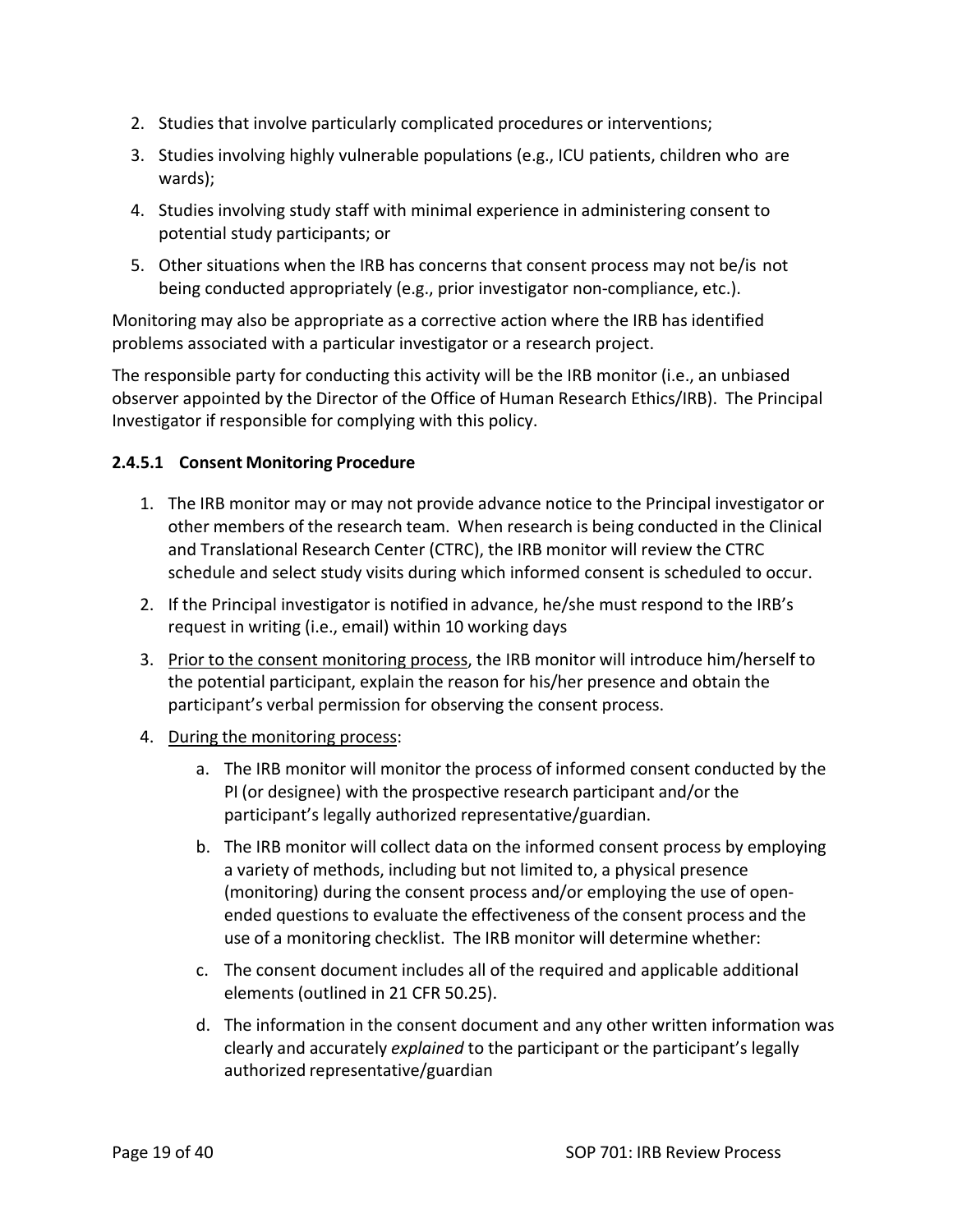2. Studies that involve particularly complicated procedures or interventions;
3. Studies involving highly vulnerable populations (e.g., ICU patients, children who are wards);
4. Studies involving study staff with minimal experience in administering consent to potential study participants; or
5. Other situations when the IRB has concerns that consent process may not be/is not being conducted appropriately (e.g., prior investigator non-compliance, etc.).

Monitoring may also be appropriate as a corrective action where the IRB has identified problems associated with a particular investigator or a research project.

The responsible party for conducting this activity will be the IRB monitor (i.e., an unbiased observer appointed by the Director of the Office of Human Research Ethics/IRB). The Principal Investigator if responsible for complying with this policy.

#### 2.4.5.1 Consent Monitoring Procedure

1. The IRB monitor may or may not provide advance notice to the Principal investigator or other members of the research team. When research is being conducted in the Clinical and Translational Research Center (CTRC), the IRB monitor will review the CTRC schedule and select study visits during which informed consent is scheduled to occur.
2. If the Principal investigator is notified in advance, he/she must respond to the IRB's request in writing (i.e., email) within 10 working days
3. <u>Prior to the consent monitoring process</u>, the IRB monitor will introduce him/herself to the potential participant, explain the reason for his/her presence and obtain the participant's verbal permission for observing the consent process.
4. <u>During the monitoring process</u>:
    a. The IRB monitor will monitor the process of informed consent conducted by the PI (or designee) with the prospective research participant and/or the participant's legally authorized representative/guardian.
    b. The IRB monitor will collect data on the informed consent process by employing a variety of methods, including but not limited to, a physical presence (monitoring) during the consent process and/or employing the use of open-ended questions to evaluate the effectiveness of the consent process and the use of a monitoring checklist. The IRB monitor will determine whether:
    c. The consent document includes all of the required and applicable additional elements (outlined in 21 CFR 50.25).
    d. The information in the consent document and any other written information was clearly and accurately *explained* to the participant or the participant's legally authorized representative/guardian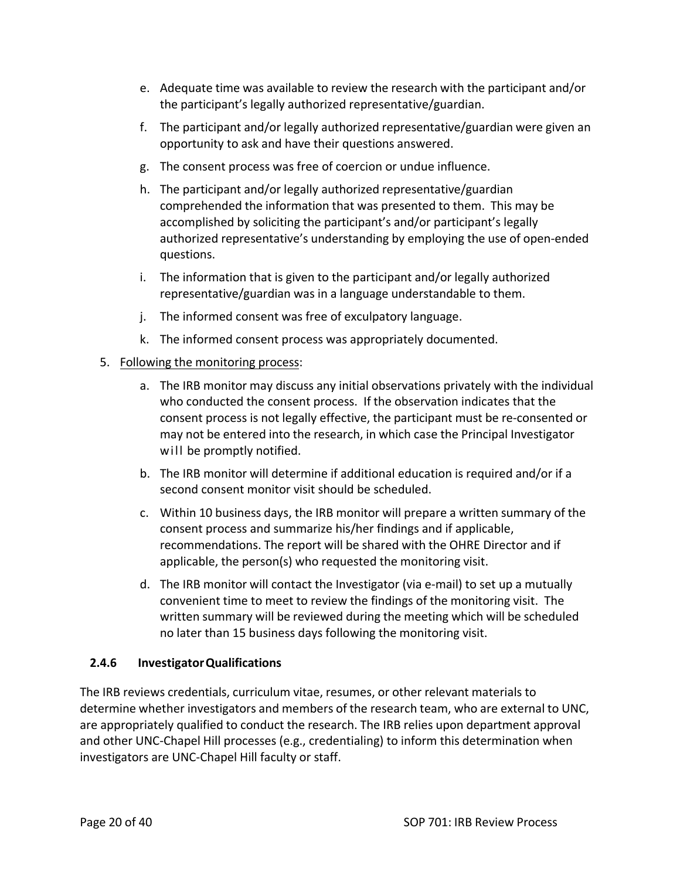e. Adequate time was available to review the research with the participant and/or the participant's legally authorized representative/guardian.

   f. The participant and/or legally authorized representative/guardian were given an opportunity to ask and have their questions answered.

   g. The consent process was free of coercion or undue influence.

   h. The participant and/or legally authorized representative/guardian comprehended the information that was presented to them. This may be accomplished by soliciting the participant's and/or participant's legally authorized representative's understanding by employing the use of open-ended questions.

   i. The information that is given to the participant and/or legally authorized representative/guardian was in a language understandable to them.

   j. The informed consent was free of exculpatory language.

   k. The informed consent process was appropriately documented.

5. <u>Following the monitoring process</u>:

   a. The IRB monitor may discuss any initial observations privately with the individual who conducted the consent process. If the observation indicates that the consent process is not legally effective, the participant must be re-consented or may not be entered into the research, in which case the Principal Investigator will be promptly notified.

   b. The IRB monitor will determine if additional education is required and/or if a second consent monitor visit should be scheduled.

   c. Within 10 business days, the IRB monitor will prepare a written summary of the consent process and summarize his/her findings and if applicable, recommendations. The report will be shared with the OHRE Director and if applicable, the person(s) who requested the monitoring visit.

   d. The IRB monitor will contact the Investigator (via e-mail) to set up a mutually convenient time to meet to review the findings of the monitoring visit. The written summary will be reviewed during the meeting which will be scheduled no later than 15 business days following the monitoring visit.

### 2.4.6 Investigator Qualifications

The IRB reviews credentials, curriculum vitae, resumes, or other relevant materials to determine whether investigators and members of the research team, who are external to UNC, are appropriately qualified to conduct the research. The IRB relies upon department approval and other UNC-Chapel Hill processes (e.g., credentialing) to inform this determination when investigators are UNC-Chapel Hill faculty or staff.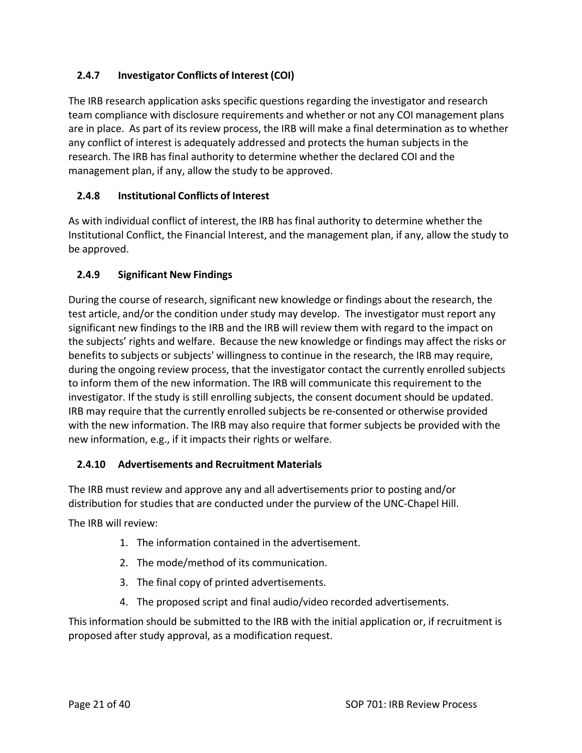### 2.4.7 Investigator Conflicts of Interest (COI)

The IRB research application asks specific questions regarding the investigator and research team compliance with disclosure requirements and whether or not any COI management plans are in place. As part of its review process, the IRB will make a final determination as to whether any conflict of interest is adequately addressed and protects the human subjects in the research. The IRB has final authority to determine whether the declared COI and the management plan, if any, allow the study to be approved.

### 2.4.8 Institutional Conflicts of Interest

As with individual conflict of interest, the IRB has final authority to determine whether the Institutional Conflict, the Financial Interest, and the management plan, if any, allow the study to be approved.

### 2.4.9 Significant New Findings

During the course of research, significant new knowledge or findings about the research, the test article, and/or the condition under study may develop. The investigator must report any significant new findings to the IRB and the IRB will review them with regard to the impact on the subjects' rights and welfare. Because the new knowledge or findings may affect the risks or benefits to subjects or subjects' willingness to continue in the research, the IRB may require, during the ongoing review process, that the investigator contact the currently enrolled subjects to inform them of the new information. The IRB will communicate this requirement to the investigator. If the study is still enrolling subjects, the consent document should be updated. IRB may require that the currently enrolled subjects be re-consented or otherwise provided with the new information. The IRB may also require that former subjects be provided with the new information, e.g., if it impacts their rights or welfare.

### 2.4.10 Advertisements and Recruitment Materials

The IRB must review and approve any and all advertisements prior to posting and/or distribution for studies that are conducted under the purview of the UNC-Chapel Hill.

The IRB will review:

1. The information contained in the advertisement.
2. The mode/method of its communication.
3. The final copy of printed advertisements.
4. The proposed script and final audio/video recorded advertisements.

This information should be submitted to the IRB with the initial application or, if recruitment is proposed after study approval, as a modification request.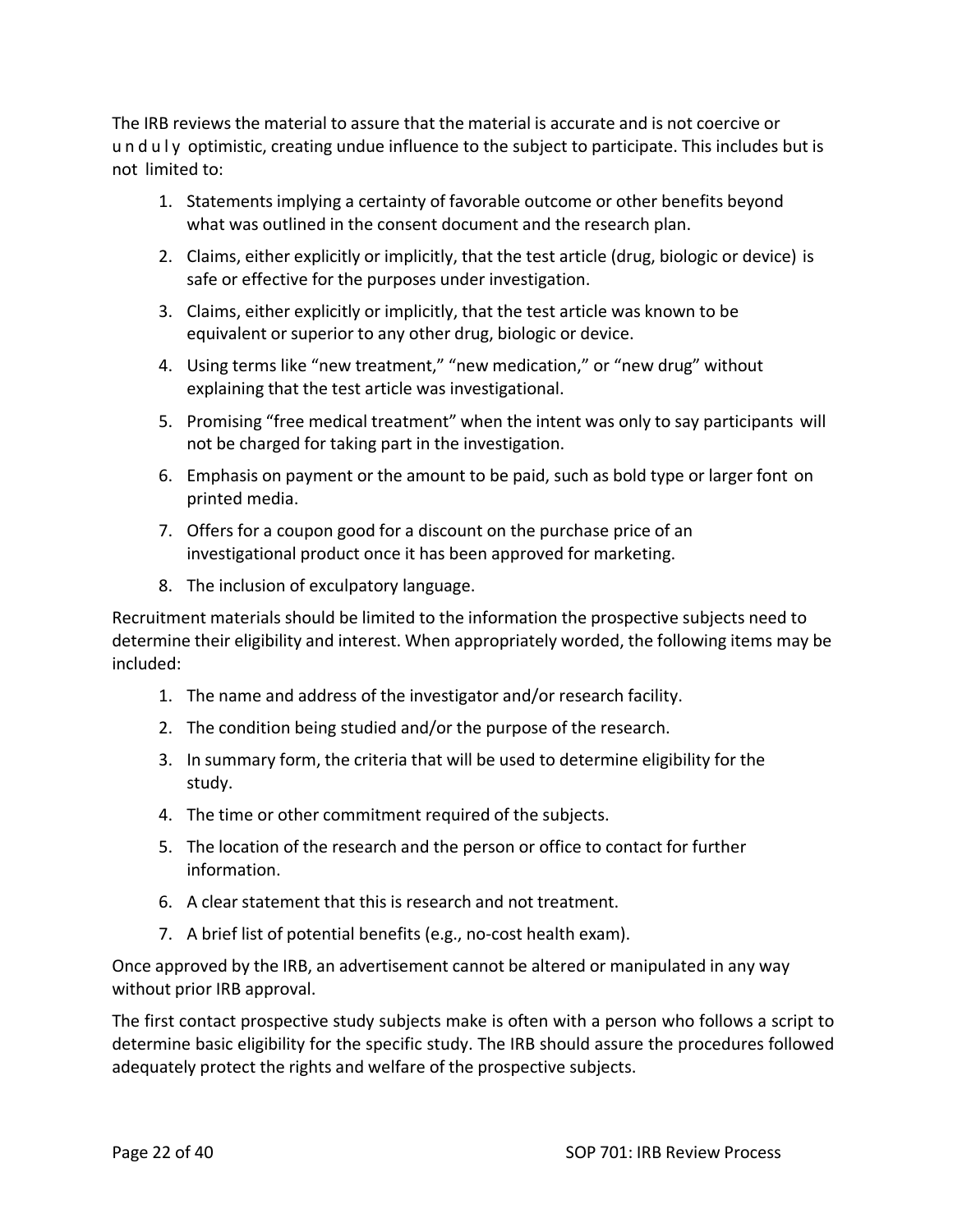The IRB reviews the material to assure that the material is accurate and is not coercive or unduly optimistic, creating undue influence to the subject to participate. This includes but is not limited to:

1. Statements implying a certainty of favorable outcome or other benefits beyond what was outlined in the consent document and the research plan.
2. Claims, either explicitly or implicitly, that the test article (drug, biologic or device) is safe or effective for the purposes under investigation.
3. Claims, either explicitly or implicitly, that the test article was known to be equivalent or superior to any other drug, biologic or device.
4. Using terms like "new treatment," "new medication," or "new drug" without explaining that the test article was investigational.
5. Promising "free medical treatment" when the intent was only to say participants will not be charged for taking part in the investigation.
6. Emphasis on payment or the amount to be paid, such as bold type or larger font on printed media.
7. Offers for a coupon good for a discount on the purchase price of an investigational product once it has been approved for marketing.
8. The inclusion of exculpatory language.

Recruitment materials should be limited to the information the prospective subjects need to determine their eligibility and interest. When appropriately worded, the following items may be included:

1. The name and address of the investigator and/or research facility.
2. The condition being studied and/or the purpose of the research.
3. In summary form, the criteria that will be used to determine eligibility for the study.
4. The time or other commitment required of the subjects.
5. The location of the research and the person or office to contact for further information.
6. A clear statement that this is research and not treatment.
7. A brief list of potential benefits (e.g., no-cost health exam).

Once approved by the IRB, an advertisement cannot be altered or manipulated in any way without prior IRB approval.

The first contact prospective study subjects make is often with a person who follows a script to determine basic eligibility for the specific study. The IRB should assure the procedures followed adequately protect the rights and welfare of the prospective subjects.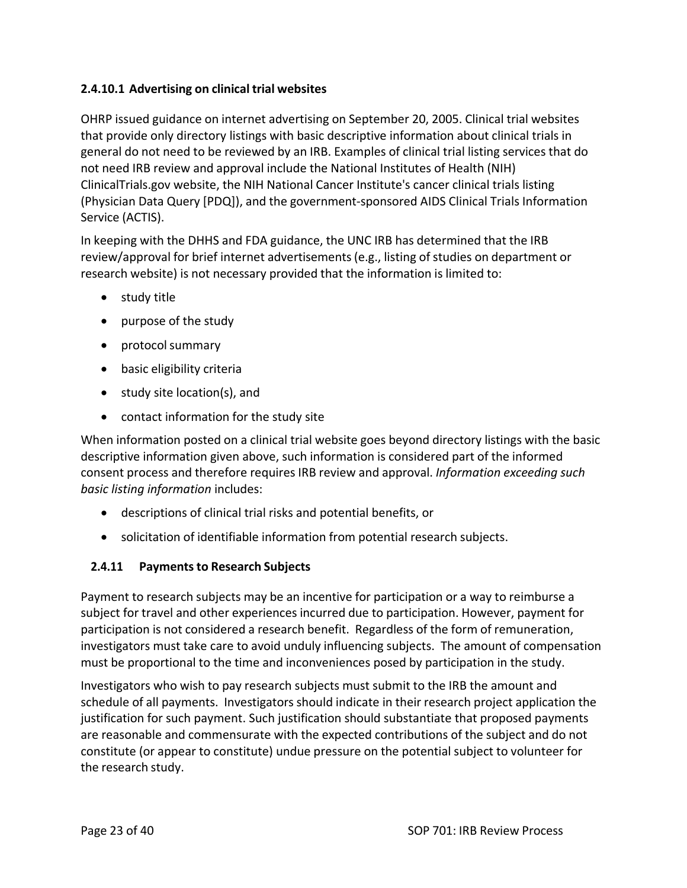#### 2.4.10.1 Advertising on clinical trial websites

OHRP issued guidance on internet advertising on September 20, 2005. Clinical trial websites that provide only directory listings with basic descriptive information about clinical trials in general do not need to be reviewed by an IRB. Examples of clinical trial listing services that do not need IRB review and approval include the National Institutes of Health (NIH) ClinicalTrials.gov website, the NIH National Cancer Institute's cancer clinical trials listing (Physician Data Query [PDQ]), and the government-sponsored AIDS Clinical Trials Information Service (ACTIS).

In keeping with the DHHS and FDA guidance, the UNC IRB has determined that the IRB review/approval for brief internet advertisements (e.g., listing of studies on department or research website) is not necessary provided that the information is limited to:

- study title
- purpose of the study
- protocol summary
- basic eligibility criteria
- study site location(s), and
- contact information for the study site

When information posted on a clinical trial website goes beyond directory listings with the basic descriptive information given above, such information is considered part of the informed consent process and therefore requires IRB review and approval. *Information exceeding such basic listing information* includes:

- descriptions of clinical trial risks and potential benefits, or
- solicitation of identifiable information from potential research subjects.

### 2.4.11 Payments to Research Subjects

Payment to research subjects may be an incentive for participation or a way to reimburse a subject for travel and other experiences incurred due to participation. However, payment for participation is not considered a research benefit. Regardless of the form of remuneration, investigators must take care to avoid unduly influencing subjects. The amount of compensation must be proportional to the time and inconveniences posed by participation in the study.

Investigators who wish to pay research subjects must submit to the IRB the amount and schedule of all payments. Investigators should indicate in their research project application the justification for such payment. Such justification should substantiate that proposed payments are reasonable and commensurate with the expected contributions of the subject and do not constitute (or appear to constitute) undue pressure on the potential subject to volunteer for the research study.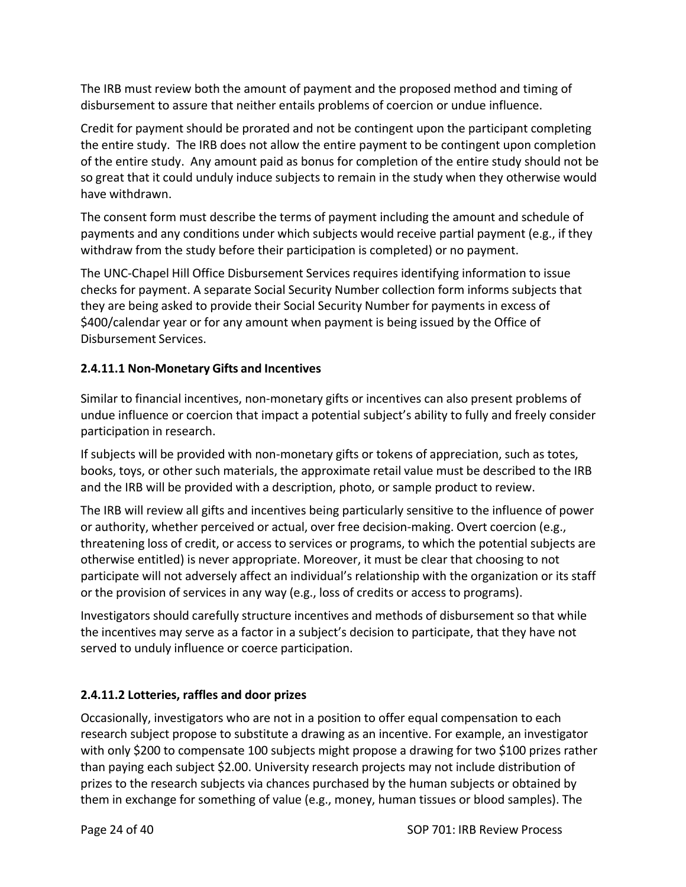The IRB must review both the amount of payment and the proposed method and timing of disbursement to assure that neither entails problems of coercion or undue influence.

Credit for payment should be prorated and not be contingent upon the participant completing the entire study. The IRB does not allow the entire payment to be contingent upon completion of the entire study. Any amount paid as bonus for completion of the entire study should not be so great that it could unduly induce subjects to remain in the study when they otherwise would have withdrawn.

The consent form must describe the terms of payment including the amount and schedule of payments and any conditions under which subjects would receive partial payment (e.g., if they withdraw from the study before their participation is completed) or no payment.

The UNC-Chapel Hill Office Disbursement Services requires identifying information to issue checks for payment. A separate Social Security Number collection form informs subjects that they are being asked to provide their Social Security Number for payments in excess of $400/calendar year or for any amount when payment is being issued by the Office of Disbursement Services.

#### 2.4.11.1 Non-Monetary Gifts and Incentives

Similar to financial incentives, non-monetary gifts or incentives can also present problems of undue influence or coercion that impact a potential subject's ability to fully and freely consider participation in research.

If subjects will be provided with non-monetary gifts or tokens of appreciation, such as totes, books, toys, or other such materials, the approximate retail value must be described to the IRB and the IRB will be provided with a description, photo, or sample product to review.

The IRB will review all gifts and incentives being particularly sensitive to the influence of power or authority, whether perceived or actual, over free decision-making. Overt coercion (e.g., threatening loss of credit, or access to services or programs, to which the potential subjects are otherwise entitled) is never appropriate. Moreover, it must be clear that choosing to not participate will not adversely affect an individual's relationship with the organization or its staff or the provision of services in any way (e.g., loss of credits or access to programs).

Investigators should carefully structure incentives and methods of disbursement so that while the incentives may serve as a factor in a subject's decision to participate, that they have not served to unduly influence or coerce participation.

#### 2.4.11.2 Lotteries, raffles and door prizes

Occasionally, investigators who are not in a position to offer equal compensation to each research subject propose to substitute a drawing as an incentive. For example, an investigator with only $200 to compensate 100 subjects might propose a drawing for two $100 prizes rather than paying each subject $2.00. University research projects may not include distribution of prizes to the research subjects via chances purchased by the human subjects or obtained by them in exchange for something of value (e.g., money, human tissues or blood samples). The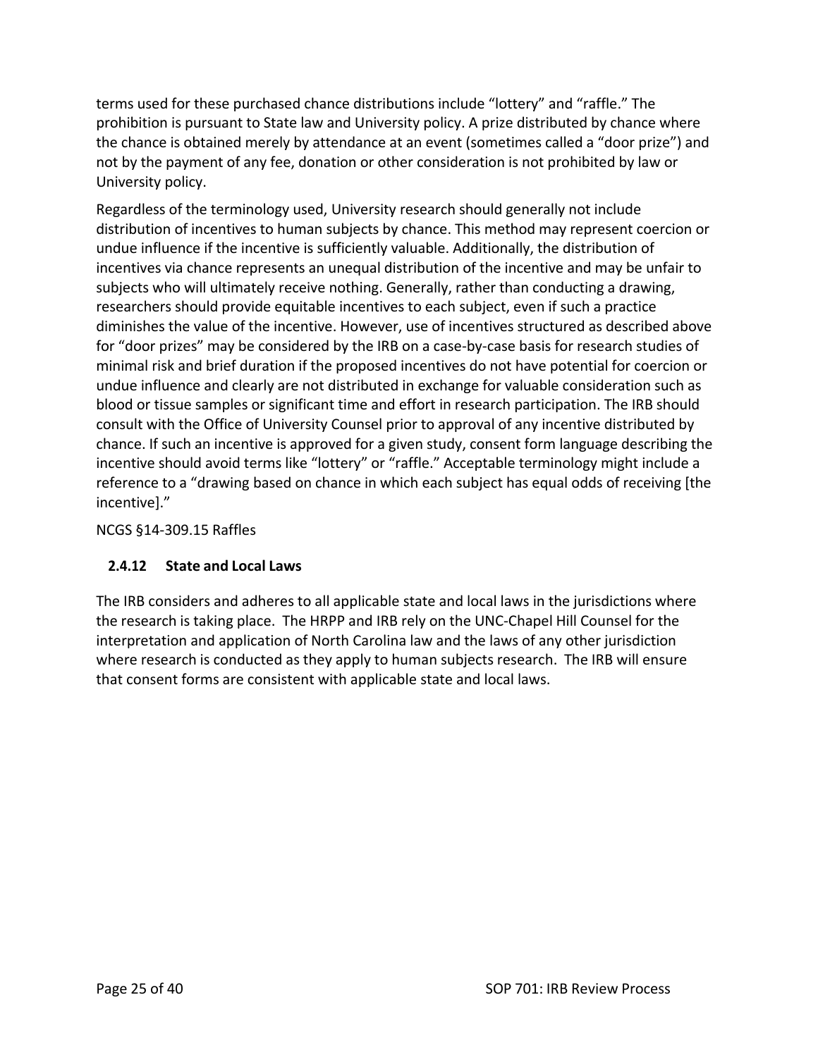terms used for these purchased chance distributions include "lottery" and "raffle." The prohibition is pursuant to State law and University policy. A prize distributed by chance where the chance is obtained merely by attendance at an event (sometimes called a "door prize") and not by the payment of any fee, donation or other consideration is not prohibited by law or University policy.

Regardless of the terminology used, University research should generally not include distribution of incentives to human subjects by chance. This method may represent coercion or undue influence if the incentive is sufficiently valuable. Additionally, the distribution of incentives via chance represents an unequal distribution of the incentive and may be unfair to subjects who will ultimately receive nothing. Generally, rather than conducting a drawing, researchers should provide equitable incentives to each subject, even if such a practice diminishes the value of the incentive. However, use of incentives structured as described above for "door prizes" may be considered by the IRB on a case-by-case basis for research studies of minimal risk and brief duration if the proposed incentives do not have potential for coercion or undue influence and clearly are not distributed in exchange for valuable consideration such as blood or tissue samples or significant time and effort in research participation. The IRB should consult with the Office of University Counsel prior to approval of any incentive distributed by chance. If such an incentive is approved for a given study, consent form language describing the incentive should avoid terms like "lottery" or "raffle." Acceptable terminology might include a reference to a "drawing based on chance in which each subject has equal odds of receiving [the incentive]."

NCGS §14-309.15 Raffles

### 2.4.12 State and Local Laws

The IRB considers and adheres to all applicable state and local laws in the jurisdictions where the research is taking place. The HRPP and IRB rely on the UNC-Chapel Hill Counsel for the interpretation and application of North Carolina law and the laws of any other jurisdiction where research is conducted as they apply to human subjects research. The IRB will ensure that consent forms are consistent with applicable state and local laws.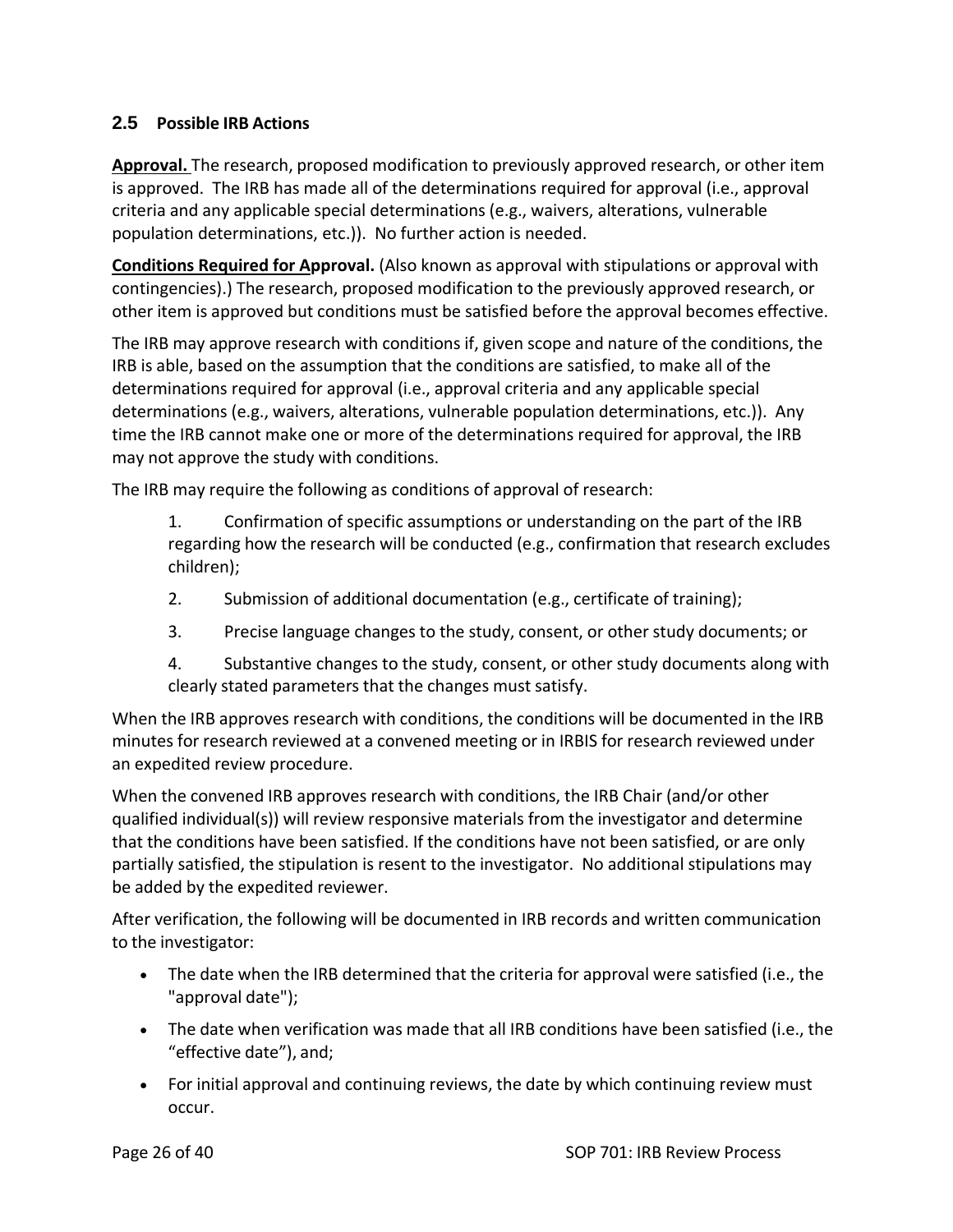## 2.5 Possible IRB Actions

**Approval.** The research, proposed modification to previously approved research, or other item is approved. The IRB has made all of the determinations required for approval (i.e., approval criteria and any applicable special determinations (e.g., waivers, alterations, vulnerable population determinations, etc.)). No further action is needed.

**Conditions Required for Approval.** (Also known as approval with stipulations or approval with contingencies).) The research, proposed modification to the previously approved research, or other item is approved but conditions must be satisfied before the approval becomes effective.

The IRB may approve research with conditions if, given scope and nature of the conditions, the IRB is able, based on the assumption that the conditions are satisfied, to make all of the determinations required for approval (i.e., approval criteria and any applicable special determinations (e.g., waivers, alterations, vulnerable population determinations, etc.)). Any time the IRB cannot make one or more of the determinations required for approval, the IRB may not approve the study with conditions.

The IRB may require the following as conditions of approval of research:

1. Confirmation of specific assumptions or understanding on the part of the IRB regarding how the research will be conducted (e.g., confirmation that research excludes children);
2. Submission of additional documentation (e.g., certificate of training);
3. Precise language changes to the study, consent, or other study documents; or
4. Substantive changes to the study, consent, or other study documents along with clearly stated parameters that the changes must satisfy.

When the IRB approves research with conditions, the conditions will be documented in the IRB minutes for research reviewed at a convened meeting or in IRBIS for research reviewed under an expedited review procedure.

When the convened IRB approves research with conditions, the IRB Chair (and/or other qualified individual(s)) will review responsive materials from the investigator and determine that the conditions have been satisfied. If the conditions have not been satisfied, or are only partially satisfied, the stipulation is resent to the investigator. No additional stipulations may be added by the expedited reviewer.

After verification, the following will be documented in IRB records and written communication to the investigator:

- The date when the IRB determined that the criteria for approval were satisfied (i.e., the "approval date");
- The date when verification was made that all IRB conditions have been satisfied (i.e., the "effective date"), and;
- For initial approval and continuing reviews, the date by which continuing review must occur.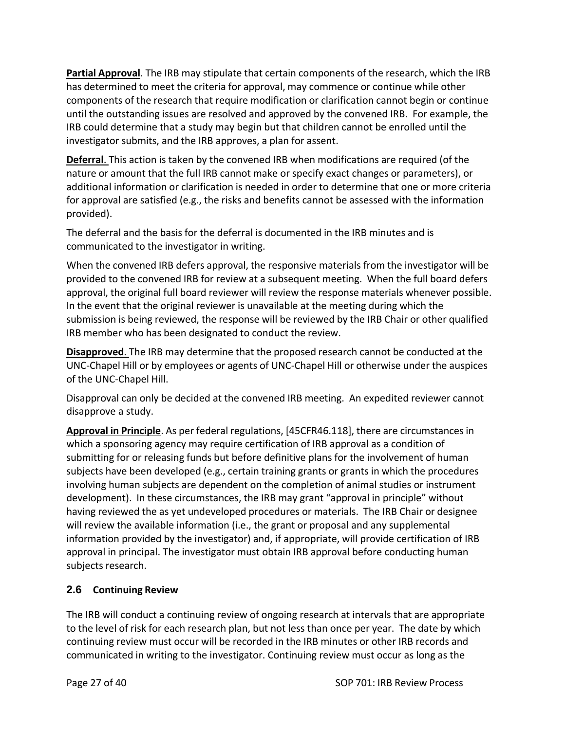**Partial Approval**. The IRB may stipulate that certain components of the research, which the IRB has determined to meet the criteria for approval, may commence or continue while other components of the research that require modification or clarification cannot begin or continue until the outstanding issues are resolved and approved by the convened IRB. For example, the IRB could determine that a study may begin but that children cannot be enrolled until the investigator submits, and the IRB approves, a plan for assent.

**Deferral**. This action is taken by the convened IRB when modifications are required (of the nature or amount that the full IRB cannot make or specify exact changes or parameters), or additional information or clarification is needed in order to determine that one or more criteria for approval are satisfied (e.g., the risks and benefits cannot be assessed with the information provided).

The deferral and the basis for the deferral is documented in the IRB minutes and is communicated to the investigator in writing.

When the convened IRB defers approval, the responsive materials from the investigator will be provided to the convened IRB for review at a subsequent meeting. When the full board defers approval, the original full board reviewer will review the response materials whenever possible. In the event that the original reviewer is unavailable at the meeting during which the submission is being reviewed, the response will be reviewed by the IRB Chair or other qualified IRB member who has been designated to conduct the review.

**Disapproved**. The IRB may determine that the proposed research cannot be conducted at the UNC-Chapel Hill or by employees or agents of UNC-Chapel Hill or otherwise under the auspices of the UNC-Chapel Hill.

Disapproval can only be decided at the convened IRB meeting. An expedited reviewer cannot disapprove a study.

**Approval in Principle**. As per federal regulations, [45CFR46.118], there are circumstances in which a sponsoring agency may require certification of IRB approval as a condition of submitting for or releasing funds but before definitive plans for the involvement of human subjects have been developed (e.g., certain training grants or grants in which the procedures involving human subjects are dependent on the completion of animal studies or instrument development). In these circumstances, the IRB may grant "approval in principle" without having reviewed the as yet undeveloped procedures or materials. The IRB Chair or designee will review the available information (i.e., the grant or proposal and any supplemental information provided by the investigator) and, if appropriate, will provide certification of IRB approval in principal. The investigator must obtain IRB approval before conducting human subjects research.

## 2.6 Continuing Review

The IRB will conduct a continuing review of ongoing research at intervals that are appropriate to the level of risk for each research plan, but not less than once per year. The date by which continuing review must occur will be recorded in the IRB minutes or other IRB records and communicated in writing to the investigator. Continuing review must occur as long as the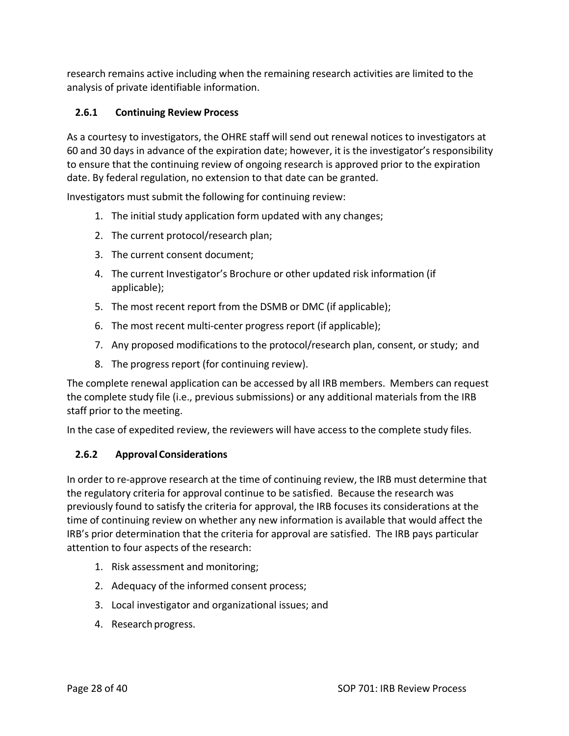research remains active including when the remaining research activities are limited to the analysis of private identifiable information.

### 2.6.1 Continuing Review Process

As a courtesy to investigators, the OHRE staff will send out renewal notices to investigators at 60 and 30 days in advance of the expiration date; however, it is the investigator's responsibility to ensure that the continuing review of ongoing research is approved prior to the expiration date. By federal regulation, no extension to that date can be granted.

Investigators must submit the following for continuing review:

1. The initial study application form updated with any changes;
2. The current protocol/research plan;
3. The current consent document;
4. The current Investigator's Brochure or other updated risk information (if applicable);
5. The most recent report from the DSMB or DMC (if applicable);
6. The most recent multi-center progress report (if applicable);
7. Any proposed modifications to the protocol/research plan, consent, or study; and
8. The progress report (for continuing review).

The complete renewal application can be accessed by all IRB members. Members can request the complete study file (i.e., previous submissions) or any additional materials from the IRB staff prior to the meeting.

In the case of expedited review, the reviewers will have access to the complete study files.

### 2.6.2 Approval Considerations

In order to re-approve research at the time of continuing review, the IRB must determine that the regulatory criteria for approval continue to be satisfied. Because the research was previously found to satisfy the criteria for approval, the IRB focuses its considerations at the time of continuing review on whether any new information is available that would affect the IRB's prior determination that the criteria for approval are satisfied. The IRB pays particular attention to four aspects of the research:

1. Risk assessment and monitoring;
2. Adequacy of the informed consent process;
3. Local investigator and organizational issues; and
4. Research progress.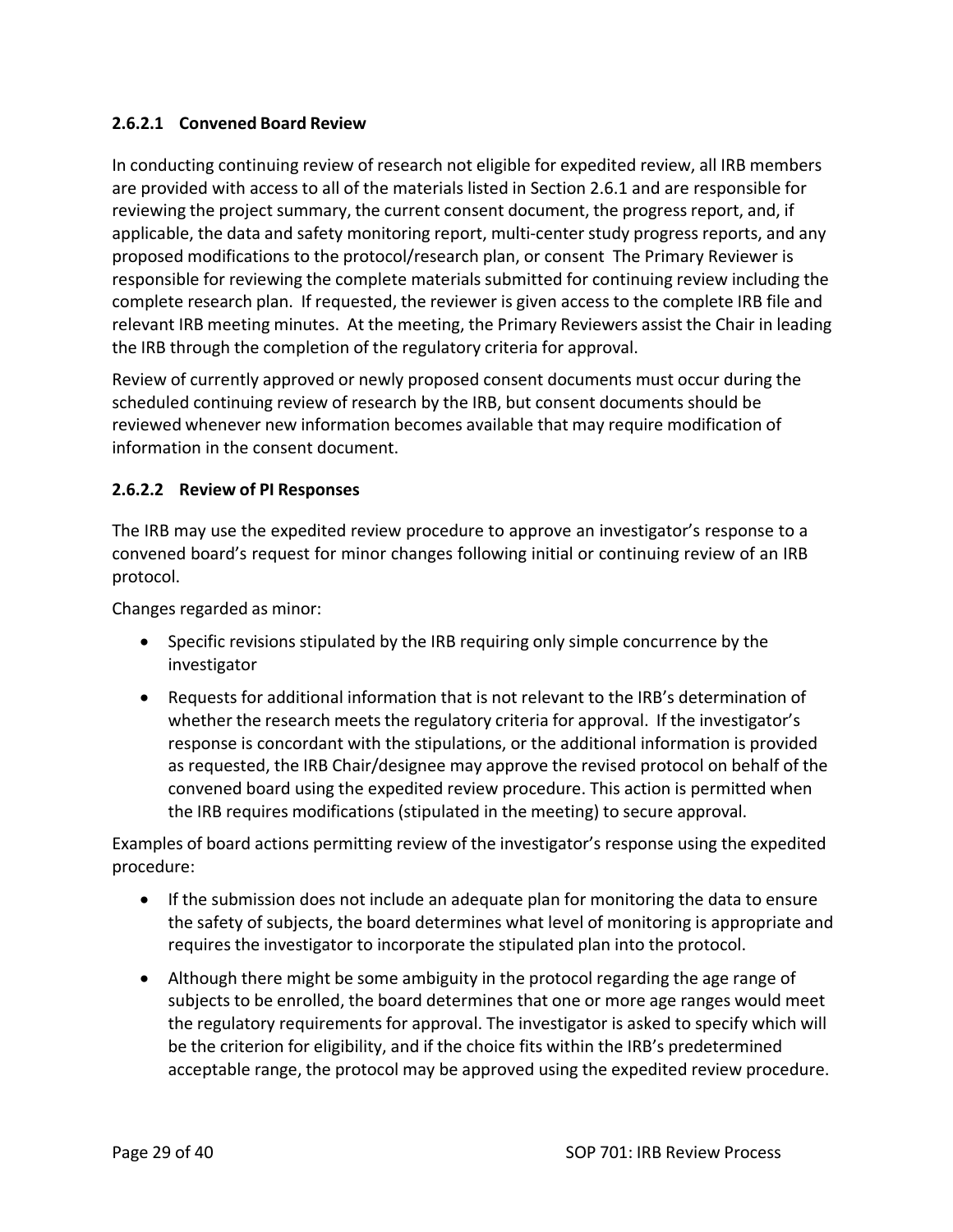#### 2.6.2.1 Convened Board Review

In conducting continuing review of research not eligible for expedited review, all IRB members are provided with access to all of the materials listed in Section 2.6.1 and are responsible for reviewing the project summary, the current consent document, the progress report, and, if applicable, the data and safety monitoring report, multi-center study progress reports, and any proposed modifications to the protocol/research plan, or consent The Primary Reviewer is responsible for reviewing the complete materials submitted for continuing review including the complete research plan. If requested, the reviewer is given access to the complete IRB file and relevant IRB meeting minutes. At the meeting, the Primary Reviewers assist the Chair in leading the IRB through the completion of the regulatory criteria for approval.

Review of currently approved or newly proposed consent documents must occur during the scheduled continuing review of research by the IRB, but consent documents should be reviewed whenever new information becomes available that may require modification of information in the consent document.

#### 2.6.2.2 Review of PI Responses

The IRB may use the expedited review procedure to approve an investigator's response to a convened board's request for minor changes following initial or continuing review of an IRB protocol.

Changes regarded as minor:

- Specific revisions stipulated by the IRB requiring only simple concurrence by the investigator
- Requests for additional information that is not relevant to the IRB's determination of whether the research meets the regulatory criteria for approval. If the investigator's response is concordant with the stipulations, or the additional information is provided as requested, the IRB Chair/designee may approve the revised protocol on behalf of the convened board using the expedited review procedure. This action is permitted when the IRB requires modifications (stipulated in the meeting) to secure approval.

Examples of board actions permitting review of the investigator's response using the expedited procedure:

- If the submission does not include an adequate plan for monitoring the data to ensure the safety of subjects, the board determines what level of monitoring is appropriate and requires the investigator to incorporate the stipulated plan into the protocol.
- Although there might be some ambiguity in the protocol regarding the age range of subjects to be enrolled, the board determines that one or more age ranges would meet the regulatory requirements for approval. The investigator is asked to specify which will be the criterion for eligibility, and if the choice fits within the IRB's predetermined acceptable range, the protocol may be approved using the expedited review procedure.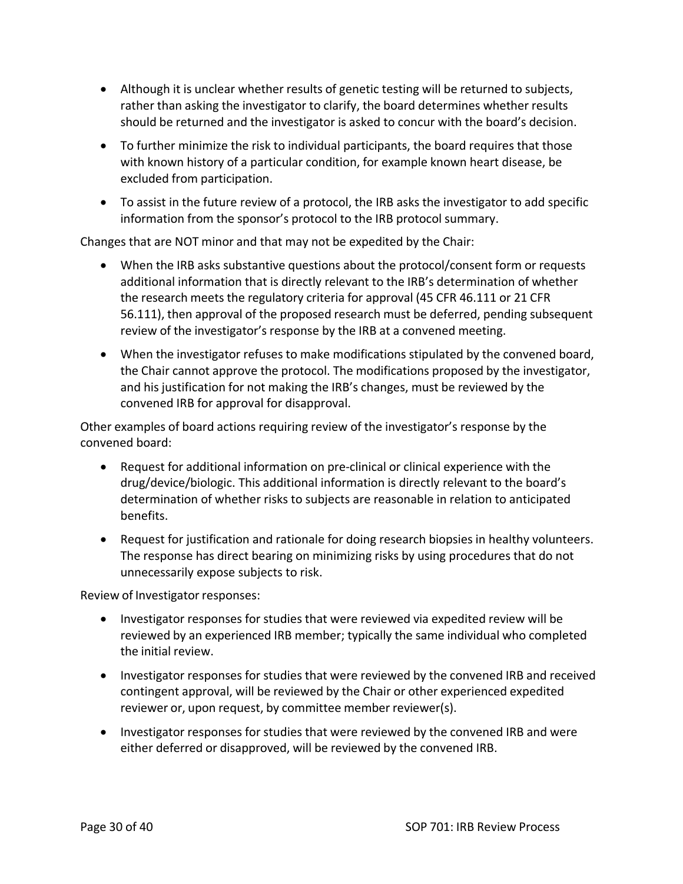- Although it is unclear whether results of genetic testing will be returned to subjects, rather than asking the investigator to clarify, the board determines whether results should be returned and the investigator is asked to concur with the board's decision.
- To further minimize the risk to individual participants, the board requires that those with known history of a particular condition, for example known heart disease, be excluded from participation.
- To assist in the future review of a protocol, the IRB asks the investigator to add specific information from the sponsor's protocol to the IRB protocol summary.

Changes that are NOT minor and that may not be expedited by the Chair:

- When the IRB asks substantive questions about the protocol/consent form or requests additional information that is directly relevant to the IRB's determination of whether the research meets the regulatory criteria for approval (45 CFR 46.111 or 21 CFR 56.111), then approval of the proposed research must be deferred, pending subsequent review of the investigator's response by the IRB at a convened meeting.
- When the investigator refuses to make modifications stipulated by the convened board, the Chair cannot approve the protocol. The modifications proposed by the investigator, and his justification for not making the IRB's changes, must be reviewed by the convened IRB for approval for disapproval.

Other examples of board actions requiring review of the investigator's response by the convened board:

- Request for additional information on pre-clinical or clinical experience with the drug/device/biologic. This additional information is directly relevant to the board's determination of whether risks to subjects are reasonable in relation to anticipated benefits.
- Request for justification and rationale for doing research biopsies in healthy volunteers. The response has direct bearing on minimizing risks by using procedures that do not unnecessarily expose subjects to risk.

Review of Investigator responses:

- Investigator responses for studies that were reviewed via expedited review will be reviewed by an experienced IRB member; typically the same individual who completed the initial review.
- Investigator responses for studies that were reviewed by the convened IRB and received contingent approval, will be reviewed by the Chair or other experienced expedited reviewer or, upon request, by committee member reviewer(s).
- Investigator responses for studies that were reviewed by the convened IRB and were either deferred or disapproved, will be reviewed by the convened IRB.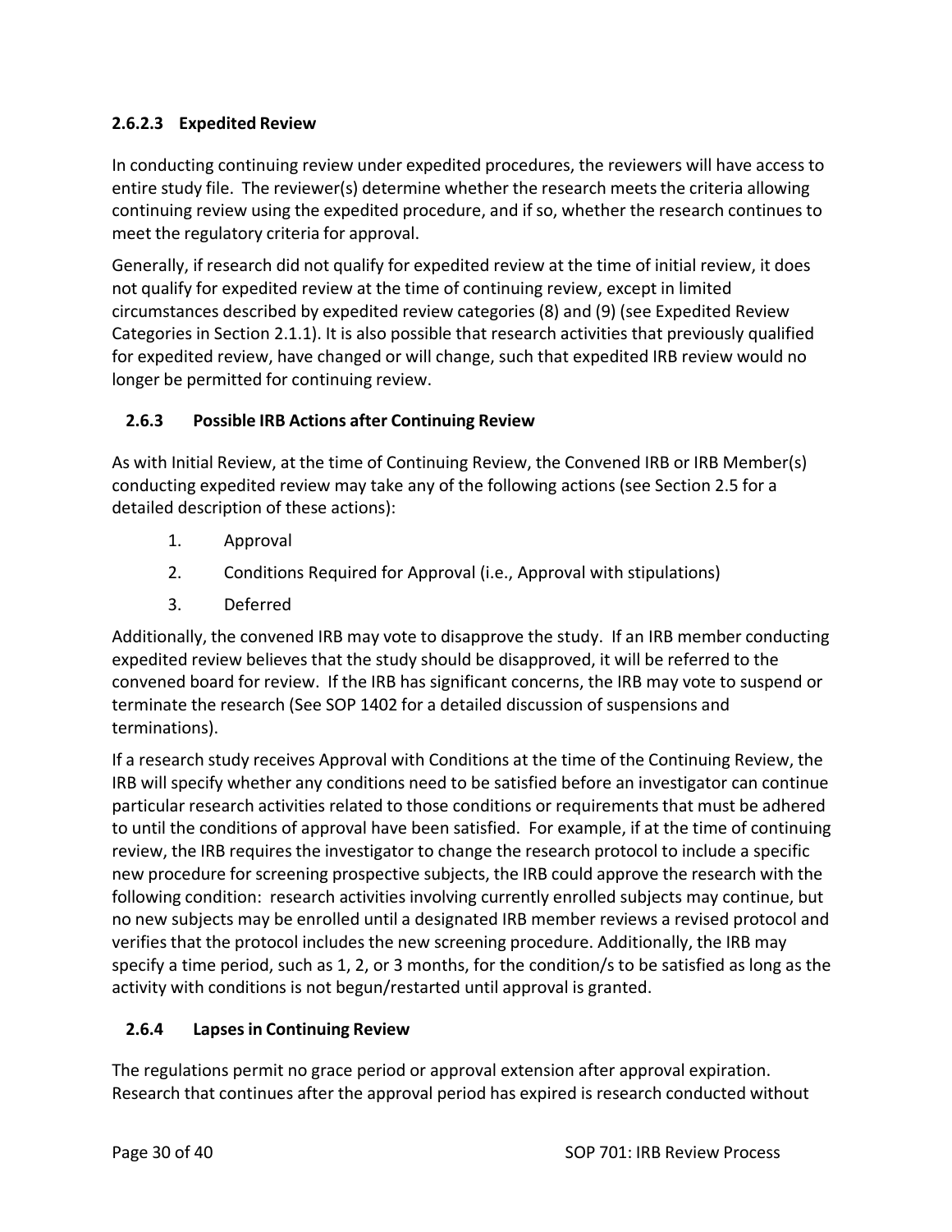#### 2.6.2.3 Expedited Review

In conducting continuing review under expedited procedures, the reviewers will have access to entire study file. The reviewer(s) determine whether the research meets the criteria allowing continuing review using the expedited procedure, and if so, whether the research continues to meet the regulatory criteria for approval.

Generally, if research did not qualify for expedited review at the time of initial review, it does not qualify for expedited review at the time of continuing review, except in limited circumstances described by expedited review categories (8) and (9) (see Expedited Review Categories in Section 2.1.1). It is also possible that research activities that previously qualified for expedited review, have changed or will change, such that expedited IRB review would no longer be permitted for continuing review.

### 2.6.3 Possible IRB Actions after Continuing Review

As with Initial Review, at the time of Continuing Review, the Convened IRB or IRB Member(s) conducting expedited review may take any of the following actions (see Section 2.5 for a detailed description of these actions):

1. Approval
2. Conditions Required for Approval (i.e., Approval with stipulations)
3. Deferred

Additionally, the convened IRB may vote to disapprove the study. If an IRB member conducting expedited review believes that the study should be disapproved, it will be referred to the convened board for review. If the IRB has significant concerns, the IRB may vote to suspend or terminate the research (See SOP 1402 for a detailed discussion of suspensions and terminations).

If a research study receives Approval with Conditions at the time of the Continuing Review, the IRB will specify whether any conditions need to be satisfied before an investigator can continue particular research activities related to those conditions or requirements that must be adhered to until the conditions of approval have been satisfied. For example, if at the time of continuing review, the IRB requires the investigator to change the research protocol to include a specific new procedure for screening prospective subjects, the IRB could approve the research with the following condition: research activities involving currently enrolled subjects may continue, but no new subjects may be enrolled until a designated IRB member reviews a revised protocol and verifies that the protocol includes the new screening procedure. Additionally, the IRB may specify a time period, such as 1, 2, or 3 months, for the condition/s to be satisfied as long as the activity with conditions is not begun/restarted until approval is granted.

### 2.6.4 Lapses in Continuing Review

The regulations permit no grace period or approval extension after approval expiration. Research that continues after the approval period has expired is research conducted without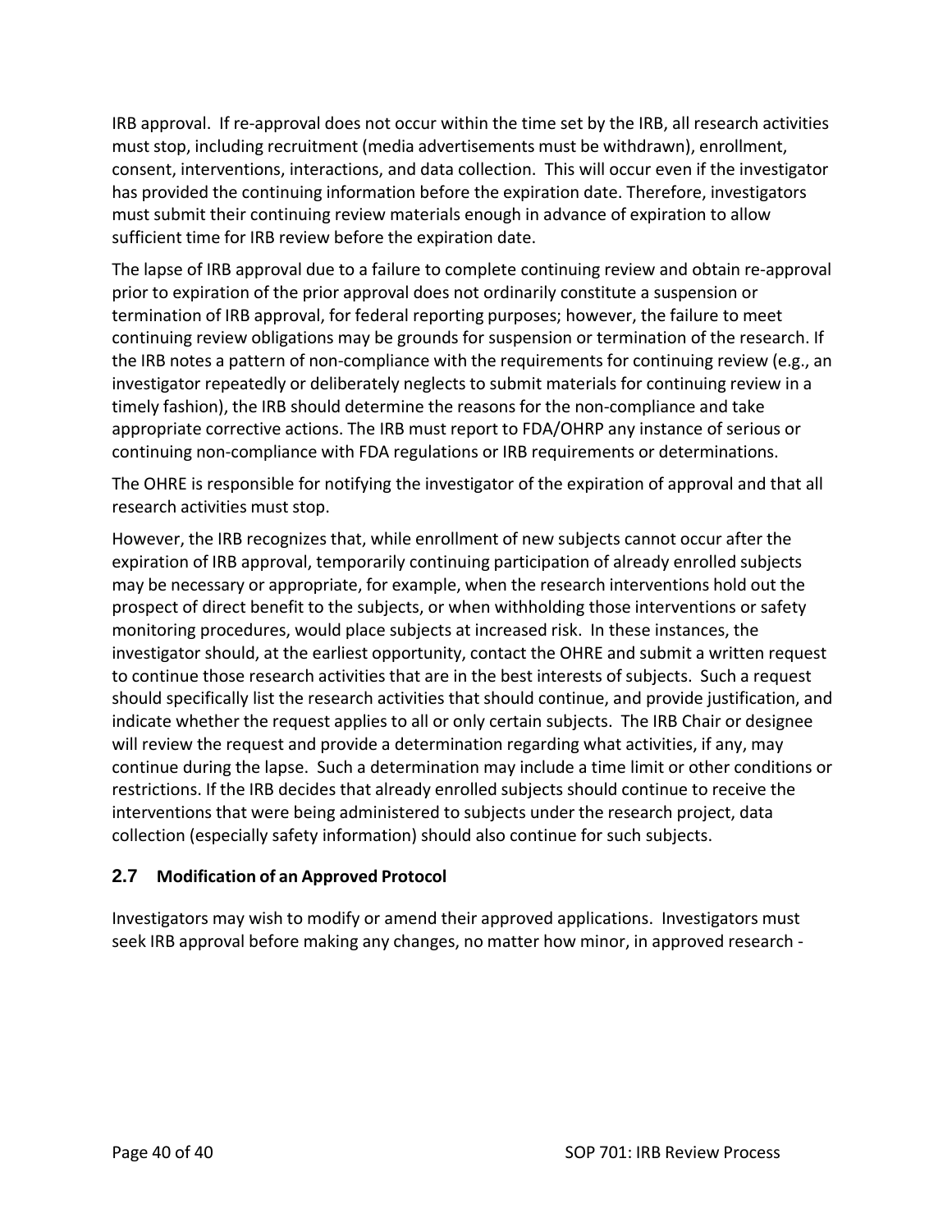IRB approval. If re-approval does not occur within the time set by the IRB, all research activities must stop, including recruitment (media advertisements must be withdrawn), enrollment, consent, interventions, interactions, and data collection. This will occur even if the investigator has provided the continuing information before the expiration date. Therefore, investigators must submit their continuing review materials enough in advance of expiration to allow sufficient time for IRB review before the expiration date.

The lapse of IRB approval due to a failure to complete continuing review and obtain re-approval prior to expiration of the prior approval does not ordinarily constitute a suspension or termination of IRB approval, for federal reporting purposes; however, the failure to meet continuing review obligations may be grounds for suspension or termination of the research. If the IRB notes a pattern of non-compliance with the requirements for continuing review (e.g., an investigator repeatedly or deliberately neglects to submit materials for continuing review in a timely fashion), the IRB should determine the reasons for the non-compliance and take appropriate corrective actions. The IRB must report to FDA/OHRP any instance of serious or continuing non-compliance with FDA regulations or IRB requirements or determinations.

The OHRE is responsible for notifying the investigator of the expiration of approval and that all research activities must stop.

However, the IRB recognizes that, while enrollment of new subjects cannot occur after the expiration of IRB approval, temporarily continuing participation of already enrolled subjects may be necessary or appropriate, for example, when the research interventions hold out the prospect of direct benefit to the subjects, or when withholding those interventions or safety monitoring procedures, would place subjects at increased risk. In these instances, the investigator should, at the earliest opportunity, contact the OHRE and submit a written request to continue those research activities that are in the best interests of subjects. Such a request should specifically list the research activities that should continue, and provide justification, and indicate whether the request applies to all or only certain subjects. The IRB Chair or designee will review the request and provide a determination regarding what activities, if any, may continue during the lapse. Such a determination may include a time limit or other conditions or restrictions. If the IRB decides that already enrolled subjects should continue to receive the interventions that were being administered to subjects under the research project, data collection (especially safety information) should also continue for such subjects.

## 2.7 Modification of an Approved Protocol

Investigators may wish to modify or amend their approved applications. Investigators must seek IRB approval before making any changes, no matter how minor, in approved research -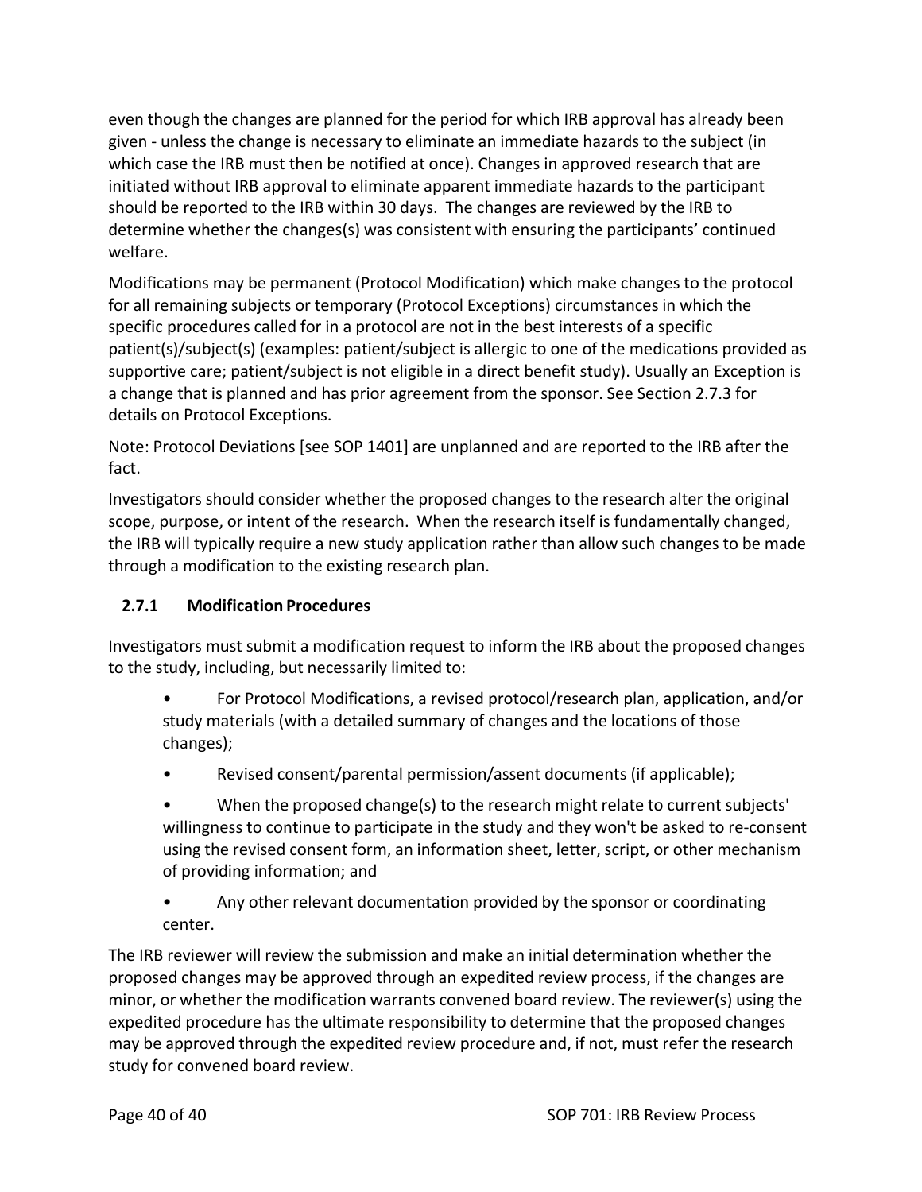even though the changes are planned for the period for which IRB approval has already been given - unless the change is necessary to eliminate an immediate hazards to the subject (in which case the IRB must then be notified at once). Changes in approved research that are initiated without IRB approval to eliminate apparent immediate hazards to the participant should be reported to the IRB within 30 days. The changes are reviewed by the IRB to determine whether the changes(s) was consistent with ensuring the participants' continued welfare.

Modifications may be permanent (Protocol Modification) which make changes to the protocol for all remaining subjects or temporary (Protocol Exceptions) circumstances in which the specific procedures called for in a protocol are not in the best interests of a specific patient(s)/subject(s) (examples: patient/subject is allergic to one of the medications provided as supportive care; patient/subject is not eligible in a direct benefit study). Usually an Exception is a change that is planned and has prior agreement from the sponsor. See Section 2.7.3 for details on Protocol Exceptions.

Note: Protocol Deviations [see SOP 1401] are unplanned and are reported to the IRB after the fact.

Investigators should consider whether the proposed changes to the research alter the original scope, purpose, or intent of the research. When the research itself is fundamentally changed, the IRB will typically require a new study application rather than allow such changes to be made through a modification to the existing research plan.

### 2.7.1 Modification Procedures

Investigators must submit a modification request to inform the IRB about the proposed changes to the study, including, but necessarily limited to:

- For Protocol Modifications, a revised protocol/research plan, application, and/or study materials (with a detailed summary of changes and the locations of those changes);
- Revised consent/parental permission/assent documents (if applicable);
- When the proposed change(s) to the research might relate to current subjects' willingness to continue to participate in the study and they won't be asked to re-consent using the revised consent form, an information sheet, letter, script, or other mechanism of providing information; and
- Any other relevant documentation provided by the sponsor or coordinating center.

The IRB reviewer will review the submission and make an initial determination whether the proposed changes may be approved through an expedited review process, if the changes are minor, or whether the modification warrants convened board review. The reviewer(s) using the expedited procedure has the ultimate responsibility to determine that the proposed changes may be approved through the expedited review procedure and, if not, must refer the research study for convened board review.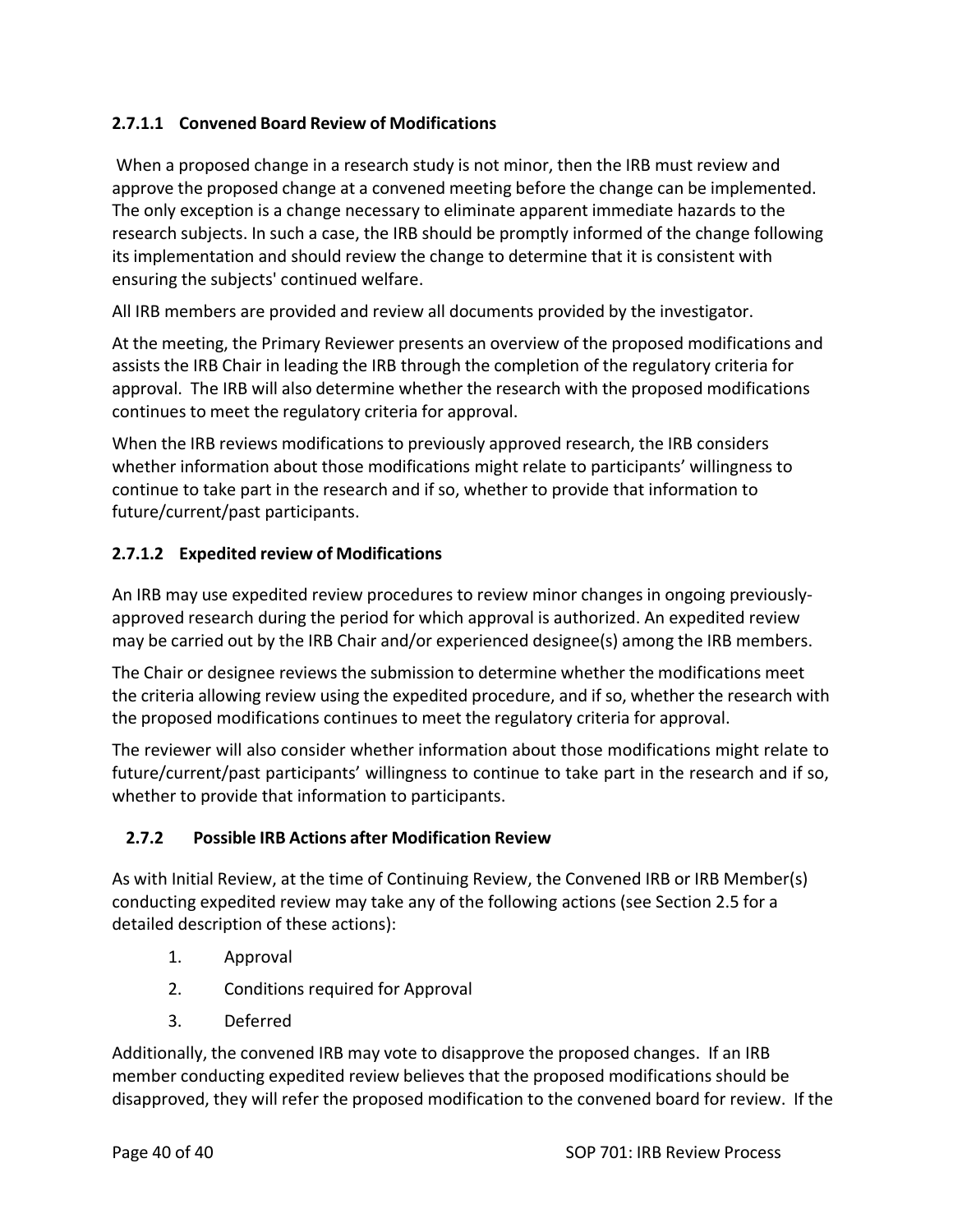#### 2.7.1.1 Convened Board Review of Modifications

When a proposed change in a research study is not minor, then the IRB must review and approve the proposed change at a convened meeting before the change can be implemented. The only exception is a change necessary to eliminate apparent immediate hazards to the research subjects. In such a case, the IRB should be promptly informed of the change following its implementation and should review the change to determine that it is consistent with ensuring the subjects' continued welfare.

All IRB members are provided and review all documents provided by the investigator.

At the meeting, the Primary Reviewer presents an overview of the proposed modifications and assists the IRB Chair in leading the IRB through the completion of the regulatory criteria for approval. The IRB will also determine whether the research with the proposed modifications continues to meet the regulatory criteria for approval.

When the IRB reviews modifications to previously approved research, the IRB considers whether information about those modifications might relate to participants' willingness to continue to take part in the research and if so, whether to provide that information to future/current/past participants.

#### 2.7.1.2 Expedited review of Modifications

An IRB may use expedited review procedures to review minor changes in ongoing previously-approved research during the period for which approval is authorized. An expedited review may be carried out by the IRB Chair and/or experienced designee(s) among the IRB members.

The Chair or designee reviews the submission to determine whether the modifications meet the criteria allowing review using the expedited procedure, and if so, whether the research with the proposed modifications continues to meet the regulatory criteria for approval.

The reviewer will also consider whether information about those modifications might relate to future/current/past participants' willingness to continue to take part in the research and if so, whether to provide that information to participants.

### 2.7.2 Possible IRB Actions after Modification Review

As with Initial Review, at the time of Continuing Review, the Convened IRB or IRB Member(s) conducting expedited review may take any of the following actions (see Section 2.5 for a detailed description of these actions):

1. Approval
2. Conditions required for Approval
3. Deferred

Additionally, the convened IRB may vote to disapprove the proposed changes. If an IRB member conducting expedited review believes that the proposed modifications should be disapproved, they will refer the proposed modification to the convened board for review. If the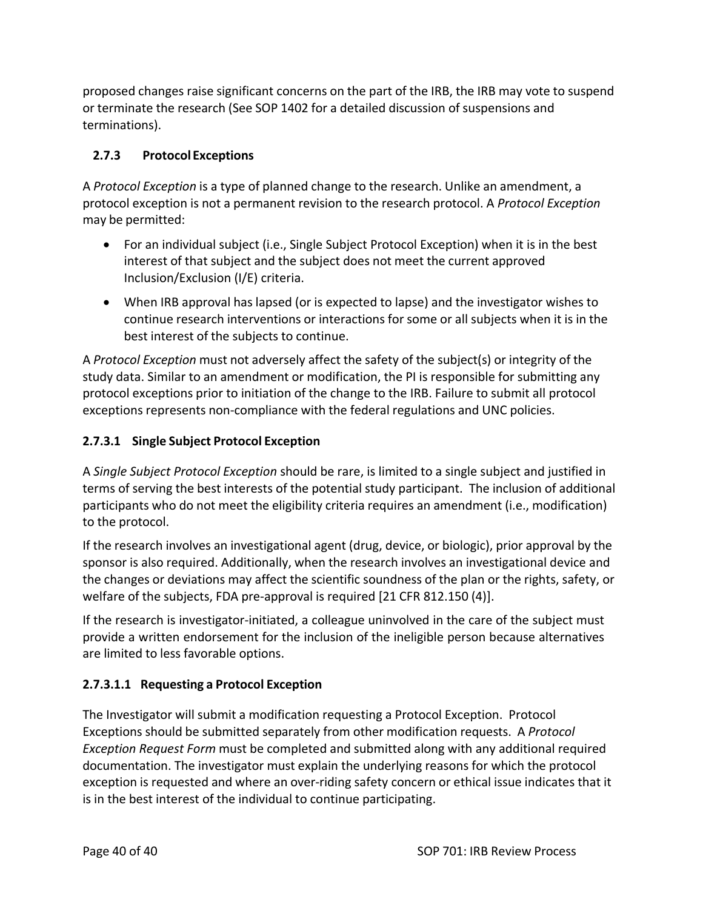proposed changes raise significant concerns on the part of the IRB, the IRB may vote to suspend or terminate the research (See SOP 1402 for a detailed discussion of suspensions and terminations).

### 2.7.3 Protocol Exceptions

A *Protocol Exception* is a type of planned change to the research. Unlike an amendment, a protocol exception is not a permanent revision to the research protocol. A *Protocol Exception* may be permitted:

- For an individual subject (i.e., Single Subject Protocol Exception) when it is in the best interest of that subject and the subject does not meet the current approved Inclusion/Exclusion (I/E) criteria.
- When IRB approval has lapsed (or is expected to lapse) and the investigator wishes to continue research interventions or interactions for some or all subjects when it is in the best interest of the subjects to continue.

A *Protocol Exception* must not adversely affect the safety of the subject(s) or integrity of the study data. Similar to an amendment or modification, the PI is responsible for submitting any protocol exceptions prior to initiation of the change to the IRB. Failure to submit all protocol exceptions represents non-compliance with the federal regulations and UNC policies.

#### 2.7.3.1 Single Subject Protocol Exception

A *Single Subject Protocol Exception* should be rare, is limited to a single subject and justified in terms of serving the best interests of the potential study participant. The inclusion of additional participants who do not meet the eligibility criteria requires an amendment (i.e., modification) to the protocol.

If the research involves an investigational agent (drug, device, or biologic), prior approval by the sponsor is also required. Additionally, when the research involves an investigational device and the changes or deviations may affect the scientific soundness of the plan or the rights, safety, or welfare of the subjects, FDA pre-approval is required [21 CFR 812.150 (4)].

If the research is investigator-initiated, a colleague uninvolved in the care of the subject must provide a written endorsement for the inclusion of the ineligible person because alternatives are limited to less favorable options.

##### 2.7.3.1.1 Requesting a Protocol Exception

The Investigator will submit a modification requesting a Protocol Exception. Protocol Exceptions should be submitted separately from other modification requests. A *Protocol Exception Request Form* must be completed and submitted along with any additional required documentation. The investigator must explain the underlying reasons for which the protocol exception is requested and where an over-riding safety concern or ethical issue indicates that it is in the best interest of the individual to continue participating.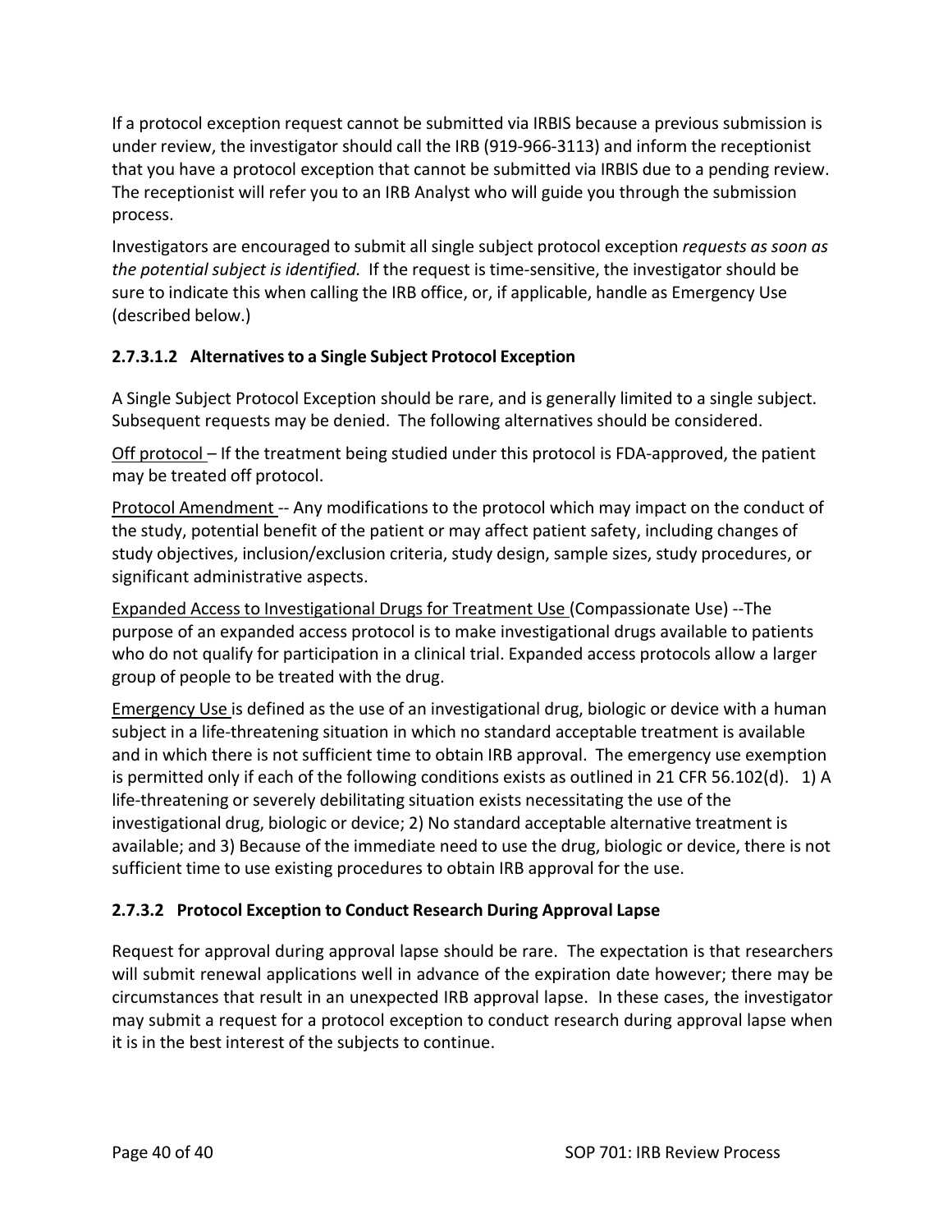If a protocol exception request cannot be submitted via IRBIS because a previous submission is under review, the investigator should call the IRB (919-966-3113) and inform the receptionist that you have a protocol exception that cannot be submitted via IRBIS due to a pending review. The receptionist will refer you to an IRB Analyst who will guide you through the submission process.

Investigators are encouraged to submit all single subject protocol exception *requests as soon as the potential subject is identified.* If the request is time-sensitive, the investigator should be sure to indicate this when calling the IRB office, or, if applicable, handle as Emergency Use (described below.)

#### 2.7.3.1.2 Alternatives to a Single Subject Protocol Exception

A Single Subject Protocol Exception should be rare, and is generally limited to a single subject. Subsequent requests may be denied. The following alternatives should be considered.

<u>Off protocol</u> – If the treatment being studied under this protocol is FDA-approved, the patient may be treated off protocol.

<u>Protocol Amendment</u> -- Any modifications to the protocol which may impact on the conduct of the study, potential benefit of the patient or may affect patient safety, including changes of study objectives, inclusion/exclusion criteria, study design, sample sizes, study procedures, or significant administrative aspects.

<u>Expanded Access to Investigational Drugs for Treatment Use</u> (Compassionate Use) --The purpose of an expanded access protocol is to make investigational drugs available to patients who do not qualify for participation in a clinical trial. Expanded access protocols allow a larger group of people to be treated with the drug.

<u>Emergency Use</u> is defined as the use of an investigational drug, biologic or device with a human subject in a life-threatening situation in which no standard acceptable treatment is available and in which there is not sufficient time to obtain IRB approval. The emergency use exemption is permitted only if each of the following conditions exists as outlined in 21 CFR 56.102(d). 1) A life-threatening or severely debilitating situation exists necessitating the use of the investigational drug, biologic or device; 2) No standard acceptable alternative treatment is available; and 3) Because of the immediate need to use the drug, biologic or device, there is not sufficient time to use existing procedures to obtain IRB approval for the use.

### 2.7.3.2 Protocol Exception to Conduct Research During Approval Lapse

Request for approval during approval lapse should be rare. The expectation is that researchers will submit renewal applications well in advance of the expiration date however; there may be circumstances that result in an unexpected IRB approval lapse. In these cases, the investigator may submit a request for a protocol exception to conduct research during approval lapse when it is in the best interest of the subjects to continue.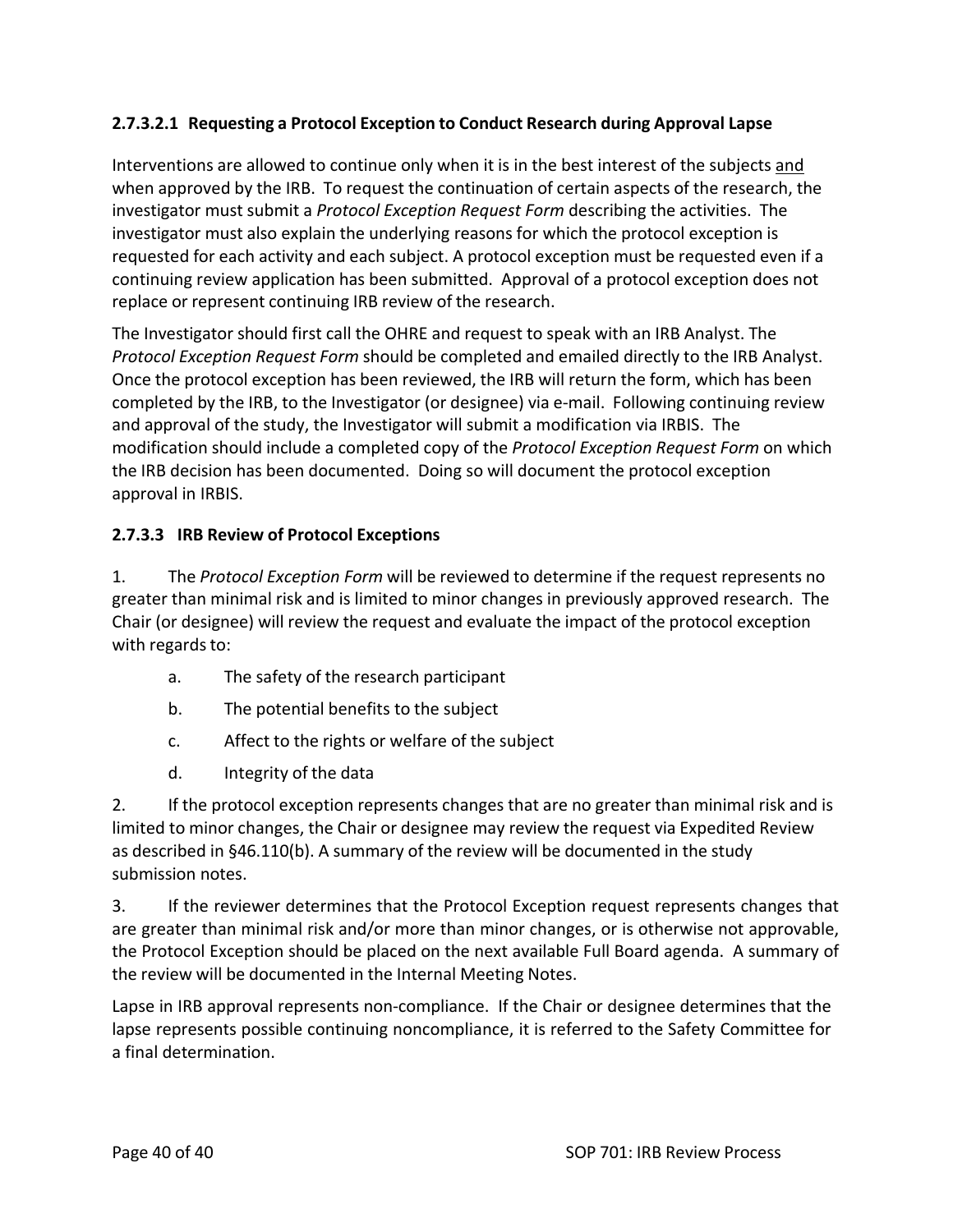#### 2.7.3.2.1 Requesting a Protocol Exception to Conduct Research during Approval Lapse

Interventions are allowed to continue only when it is in the best interest of the subjects <u>and</u> when approved by the IRB. To request the continuation of certain aspects of the research, the investigator must submit a *Protocol Exception Request Form* describing the activities. The investigator must also explain the underlying reasons for which the protocol exception is requested for each activity and each subject. A protocol exception must be requested even if a continuing review application has been submitted. Approval of a protocol exception does not replace or represent continuing IRB review of the research.

The Investigator should first call the OHRE and request to speak with an IRB Analyst. The *Protocol Exception Request Form* should be completed and emailed directly to the IRB Analyst. Once the protocol exception has been reviewed, the IRB will return the form, which has been completed by the IRB, to the Investigator (or designee) via e-mail. Following continuing review and approval of the study, the Investigator will submit a modification via IRBIS. The modification should include a completed copy of the *Protocol Exception Request Form* on which the IRB decision has been documented. Doing so will document the protocol exception approval in IRBIS.

#### 2.7.3.3 IRB Review of Protocol Exceptions

1. The *Protocol Exception Form* will be reviewed to determine if the request represents no greater than minimal risk and is limited to minor changes in previously approved research. The Chair (or designee) will review the request and evaluate the impact of the protocol exception with regards to:

    a. The safety of the research participant

    b. The potential benefits to the subject

    c. Affect to the rights or welfare of the subject

    d. Integrity of the data

2. If the protocol exception represents changes that are no greater than minimal risk and is limited to minor changes, the Chair or designee may review the request via Expedited Review as described in §46.110(b). A summary of the review will be documented in the study submission notes.

3. If the reviewer determines that the Protocol Exception request represents changes that are greater than minimal risk and/or more than minor changes, or is otherwise not approvable, the Protocol Exception should be placed on the next available Full Board agenda. A summary of the review will be documented in the Internal Meeting Notes.

Lapse in IRB approval represents non-compliance. If the Chair or designee determines that the lapse represents possible continuing noncompliance, it is referred to the Safety Committee for a final determination.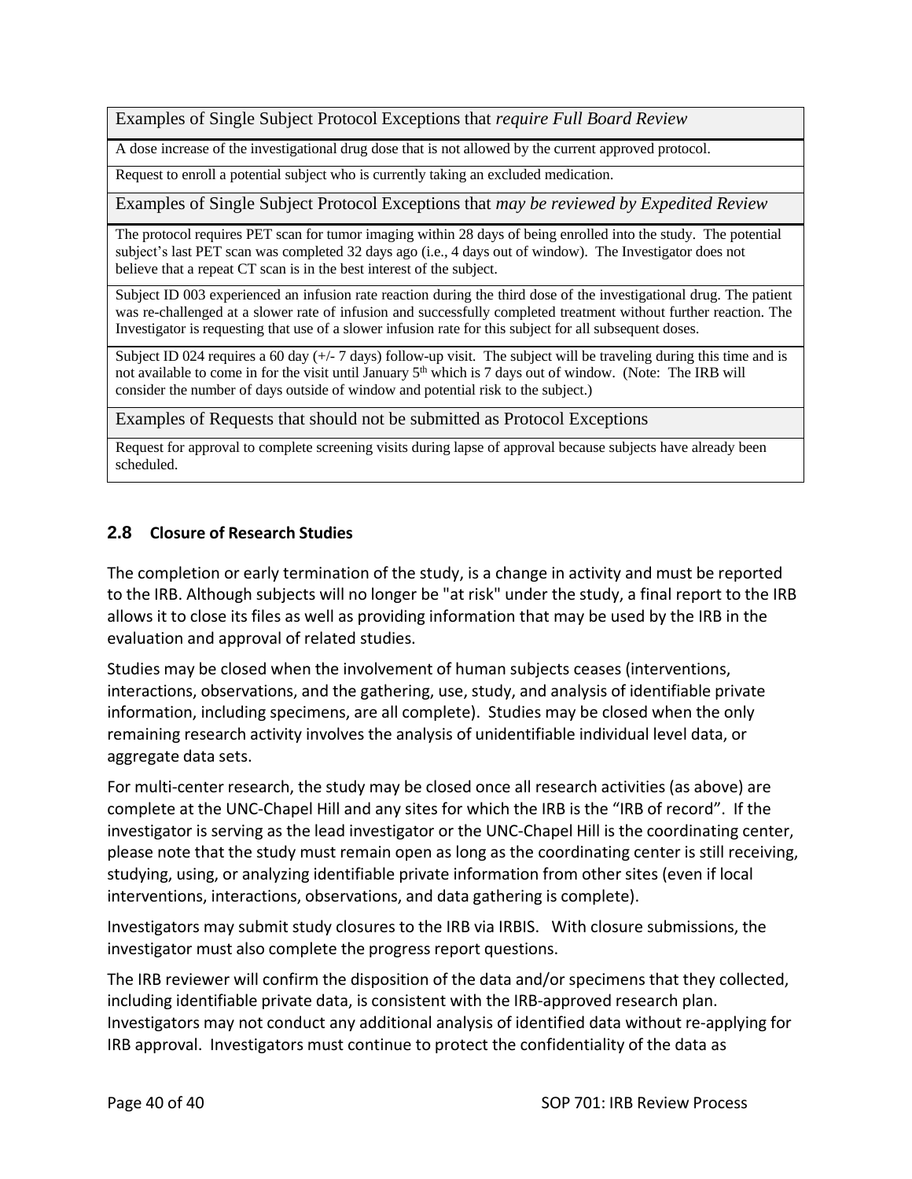| Examples of Single Subject Protocol Exceptions that *require Full Board Review* |
|---|
| A dose increase of the investigational drug dose that is not allowed by the current approved protocol. |
| Request to enroll a potential subject who is currently taking an excluded medication. |
| Examples of Single Subject Protocol Exceptions that *may be reviewed by Expedited Review* |
| The protocol requires PET scan for tumor imaging within 28 days of being enrolled into the study. The potential subject's last PET scan was completed 32 days ago (i.e., 4 days out of window). The Investigator does not believe that a repeat CT scan is in the best interest of the subject. |
| Subject ID 003 experienced an infusion rate reaction during the third dose of the investigational drug. The patient was re-challenged at a slower rate of infusion and successfully completed treatment without further reaction. The Investigator is requesting that use of a slower infusion rate for this subject for all subsequent doses. |
| Subject ID 024 requires a 60 day (+/- 7 days) follow-up visit. The subject will be traveling during this time and is not available to come in for the visit until January 5th which is 7 days out of window. (Note: The IRB will consider the number of days outside of window and potential risk to the subject.) |
| Examples of Requests that should not be submitted as Protocol Exceptions |
| Request for approval to complete screening visits during lapse of approval because subjects have already been scheduled. |

## 2.8 Closure of Research Studies

The completion or early termination of the study, is a change in activity and must be reported to the IRB. Although subjects will no longer be "at risk" under the study, a final report to the IRB allows it to close its files as well as providing information that may be used by the IRB in the evaluation and approval of related studies.

Studies may be closed when the involvement of human subjects ceases (interventions, interactions, observations, and the gathering, use, study, and analysis of identifiable private information, including specimens, are all complete). Studies may be closed when the only remaining research activity involves the analysis of unidentifiable individual level data, or aggregate data sets.

For multi-center research, the study may be closed once all research activities (as above) are complete at the UNC-Chapel Hill and any sites for which the IRB is the "IRB of record". If the investigator is serving as the lead investigator or the UNC-Chapel Hill is the coordinating center, please note that the study must remain open as long as the coordinating center is still receiving, studying, using, or analyzing identifiable private information from other sites (even if local interventions, interactions, observations, and data gathering is complete).

Investigators may submit study closures to the IRB via IRBIS. With closure submissions, the investigator must also complete the progress report questions.

The IRB reviewer will confirm the disposition of the data and/or specimens that they collected, including identifiable private data, is consistent with the IRB-approved research plan. Investigators may not conduct any additional analysis of identified data without re-applying for IRB approval. Investigators must continue to protect the confidentiality of the data as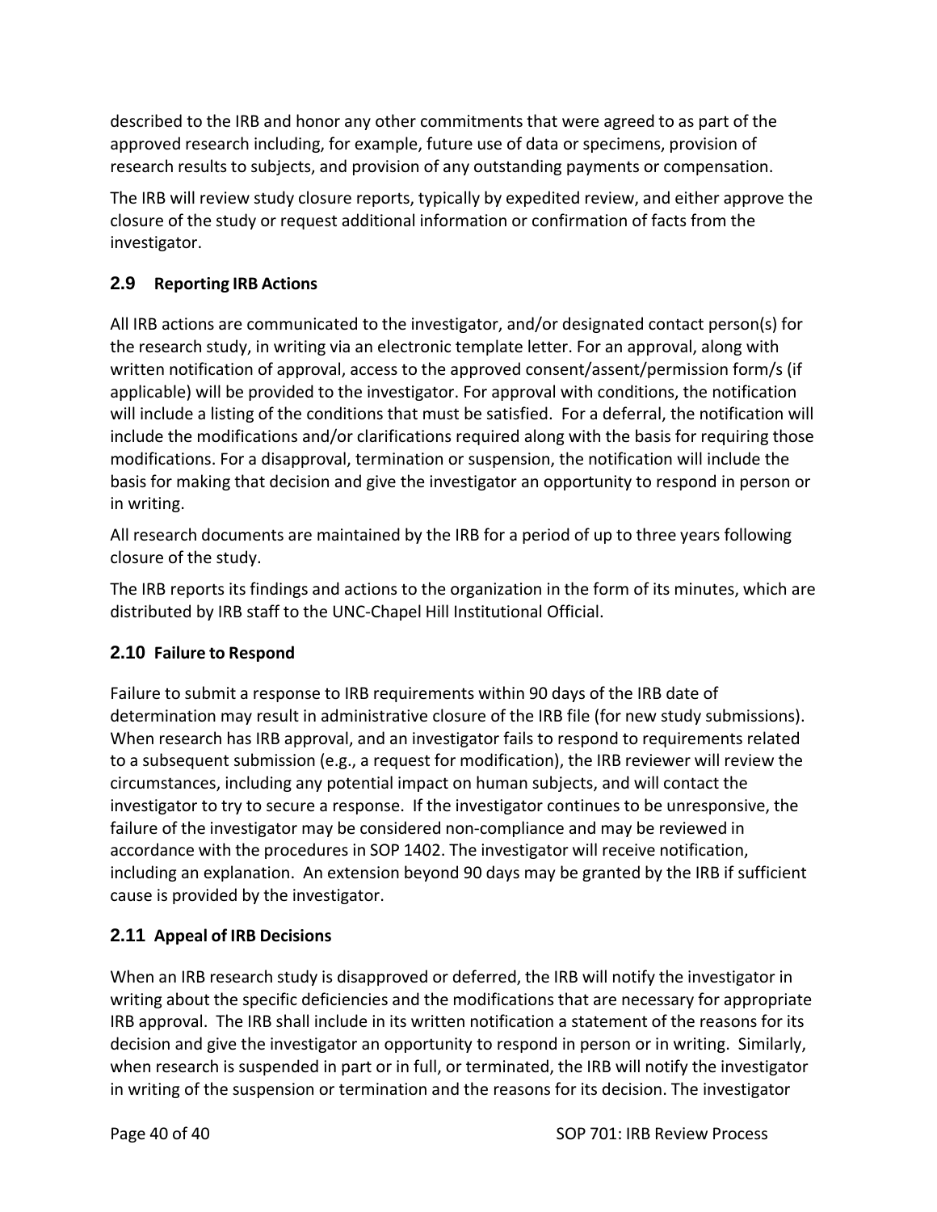described to the IRB and honor any other commitments that were agreed to as part of the approved research including, for example, future use of data or specimens, provision of research results to subjects, and provision of any outstanding payments or compensation.

The IRB will review study closure reports, typically by expedited review, and either approve the closure of the study or request additional information or confirmation of facts from the investigator.

## 2.9 Reporting IRB Actions

All IRB actions are communicated to the investigator, and/or designated contact person(s) for the research study, in writing via an electronic template letter. For an approval, along with written notification of approval, access to the approved consent/assent/permission form/s (if applicable) will be provided to the investigator. For approval with conditions, the notification will include a listing of the conditions that must be satisfied. For a deferral, the notification will include the modifications and/or clarifications required along with the basis for requiring those modifications. For a disapproval, termination or suspension, the notification will include the basis for making that decision and give the investigator an opportunity to respond in person or in writing.

All research documents are maintained by the IRB for a period of up to three years following closure of the study.

The IRB reports its findings and actions to the organization in the form of its minutes, which are distributed by IRB staff to the UNC-Chapel Hill Institutional Official.

## 2.10 Failure to Respond

Failure to submit a response to IRB requirements within 90 days of the IRB date of determination may result in administrative closure of the IRB file (for new study submissions). When research has IRB approval, and an investigator fails to respond to requirements related to a subsequent submission (e.g., a request for modification), the IRB reviewer will review the circumstances, including any potential impact on human subjects, and will contact the investigator to try to secure a response. If the investigator continues to be unresponsive, the failure of the investigator may be considered non-compliance and may be reviewed in accordance with the procedures in SOP 1402. The investigator will receive notification, including an explanation. An extension beyond 90 days may be granted by the IRB if sufficient cause is provided by the investigator.

## 2.11 Appeal of IRB Decisions

When an IRB research study is disapproved or deferred, the IRB will notify the investigator in writing about the specific deficiencies and the modifications that are necessary for appropriate IRB approval. The IRB shall include in its written notification a statement of the reasons for its decision and give the investigator an opportunity to respond in person or in writing. Similarly, when research is suspended in part or in full, or terminated, the IRB will notify the investigator in writing of the suspension or termination and the reasons for its decision. The investigator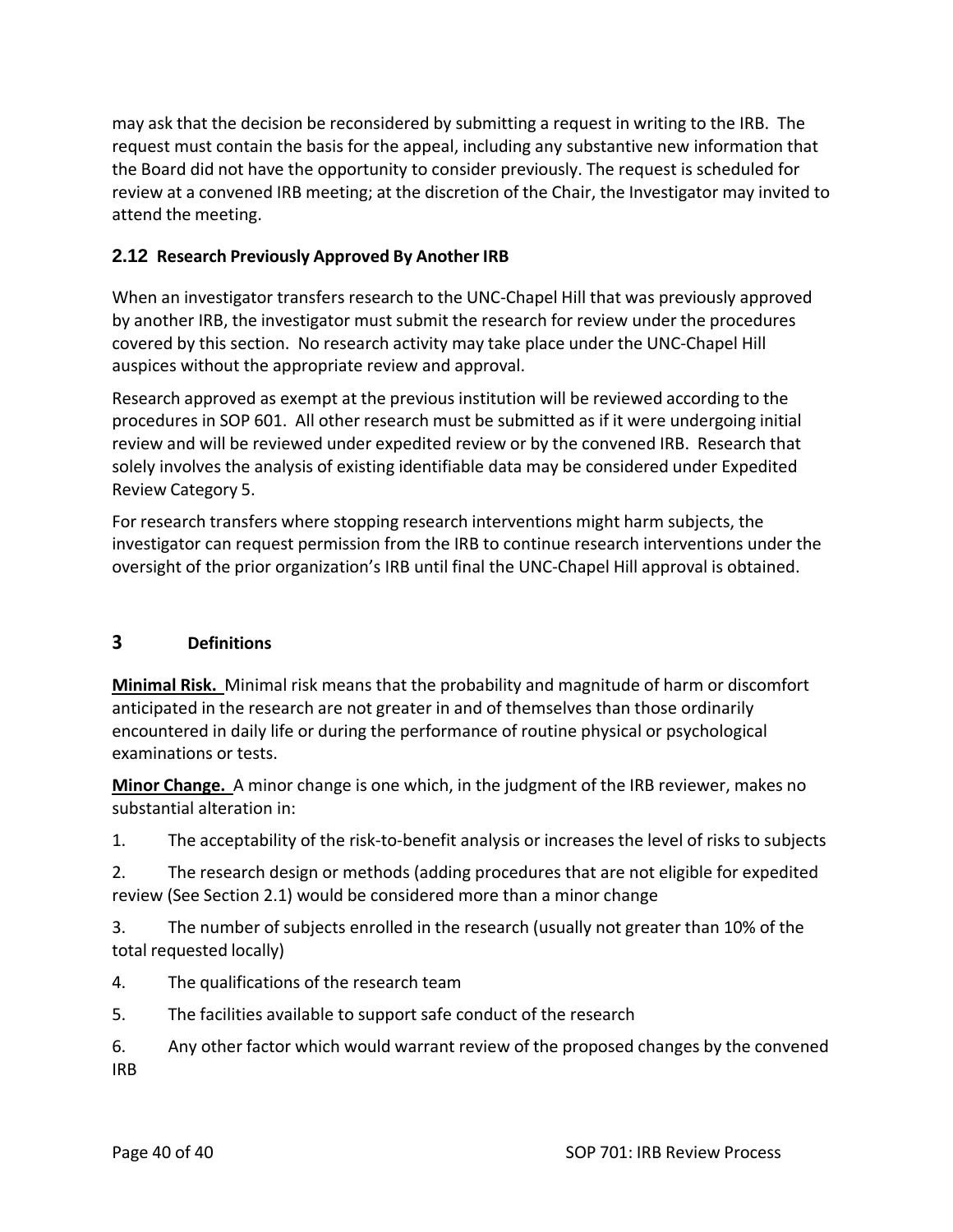may ask that the decision be reconsidered by submitting a request in writing to the IRB. The request must contain the basis for the appeal, including any substantive new information that the Board did not have the opportunity to consider previously. The request is scheduled for review at a convened IRB meeting; at the discretion of the Chair, the Investigator may invited to attend the meeting.

### 2.12 Research Previously Approved By Another IRB

When an investigator transfers research to the UNC-Chapel Hill that was previously approved by another IRB, the investigator must submit the research for review under the procedures covered by this section. No research activity may take place under the UNC-Chapel Hill auspices without the appropriate review and approval.

Research approved as exempt at the previous institution will be reviewed according to the procedures in SOP 601. All other research must be submitted as if it were undergoing initial review and will be reviewed under expedited review or by the convened IRB. Research that solely involves the analysis of existing identifiable data may be considered under Expedited Review Category 5.

For research transfers where stopping research interventions might harm subjects, the investigator can request permission from the IRB to continue research interventions under the oversight of the prior organization's IRB until final the UNC-Chapel Hill approval is obtained.

## 3 Definitions

**Minimal Risk.** Minimal risk means that the probability and magnitude of harm or discomfort anticipated in the research are not greater in and of themselves than those ordinarily encountered in daily life or during the performance of routine physical or psychological examinations or tests.

**Minor Change.** A minor change is one which, in the judgment of the IRB reviewer, makes no substantial alteration in:

1. The acceptability of the risk-to-benefit analysis or increases the level of risks to subjects
2. The research design or methods (adding procedures that are not eligible for expedited review (See Section 2.1) would be considered more than a minor change
3. The number of subjects enrolled in the research (usually not greater than 10% of the total requested locally)
4. The qualifications of the research team
5. The facilities available to support safe conduct of the research
6. Any other factor which would warrant review of the proposed changes by the convened IRB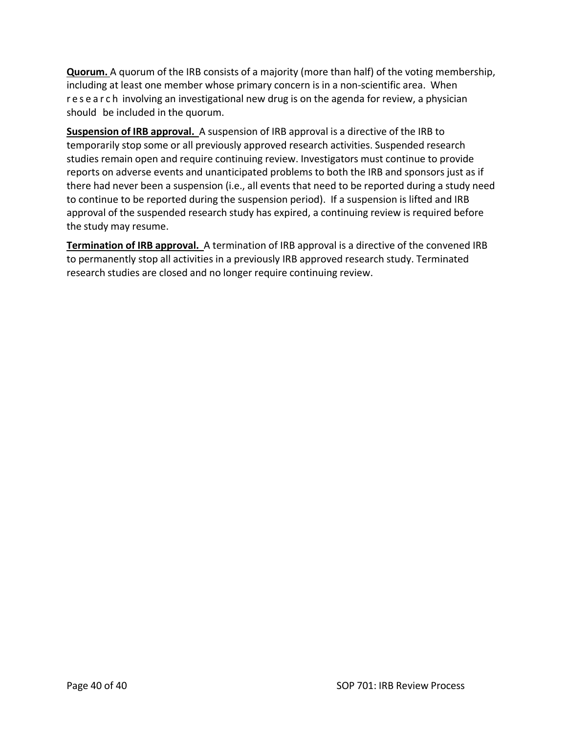**Quorum.** A quorum of the IRB consists of a majority (more than half) of the voting membership, including at least one member whose primary concern is in a non-scientific area. When research involving an investigational new drug is on the agenda for review, a physician should be included in the quorum.

**Suspension of IRB approval.** A suspension of IRB approval is a directive of the IRB to temporarily stop some or all previously approved research activities. Suspended research studies remain open and require continuing review. Investigators must continue to provide reports on adverse events and unanticipated problems to both the IRB and sponsors just as if there had never been a suspension (i.e., all events that need to be reported during a study need to continue to be reported during the suspension period). If a suspension is lifted and IRB approval of the suspended research study has expired, a continuing review is required before the study may resume.

**Termination of IRB approval.** A termination of IRB approval is a directive of the convened IRB to permanently stop all activities in a previously IRB approved research study. Terminated research studies are closed and no longer require continuing review.